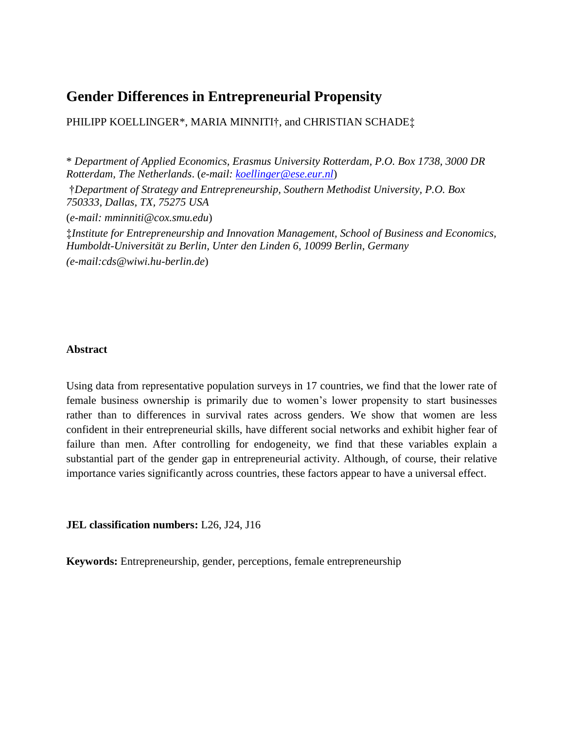# Gender Differences in Entrepreneurial Propensity

PHILIPP KOELLINGER*, MARIA MINNITI†, and CHRISTIAN SCHADE‡

\* *Department of Applied Economics, Erasmus University Rotterdam, P.O. Box 1738, 3000 DR Rotterdam, The Netherlands*. (*e-mail: koellinger@ese.eur.nl*)

†*Department of Strategy and Entrepreneurship, Southern Methodist University, P.O. Box 750333, Dallas, TX, 75275 USA*

(*e-mail: mminniti@cox.smu.edu*)

‡*Institute for Entrepreneurship and Innovation Management, School of Business and Economics, Humboldt-Universität zu Berlin, Unter den Linden 6, 10099 Berlin, Germany*

*(e-mail:cds@wiwi.hu-berlin.de*)

**Abstract**

Using data from representative population surveys in 17 countries, we find that the lower rate of female business ownership is primarily due to women's lower propensity to start businesses rather than to differences in survival rates across genders. We show that women are less confident in their entrepreneurial skills, have different social networks and exhibit higher fear of failure than men. After controlling for endogeneity, we find that these variables explain a substantial part of the gender gap in entrepreneurial activity. Although, of course, their relative importance varies significantly across countries, these factors appear to have a universal effect.

**JEL classification numbers:** L26, J24, J16

**Keywords:** Entrepreneurship, gender, perceptions, female entrepreneurship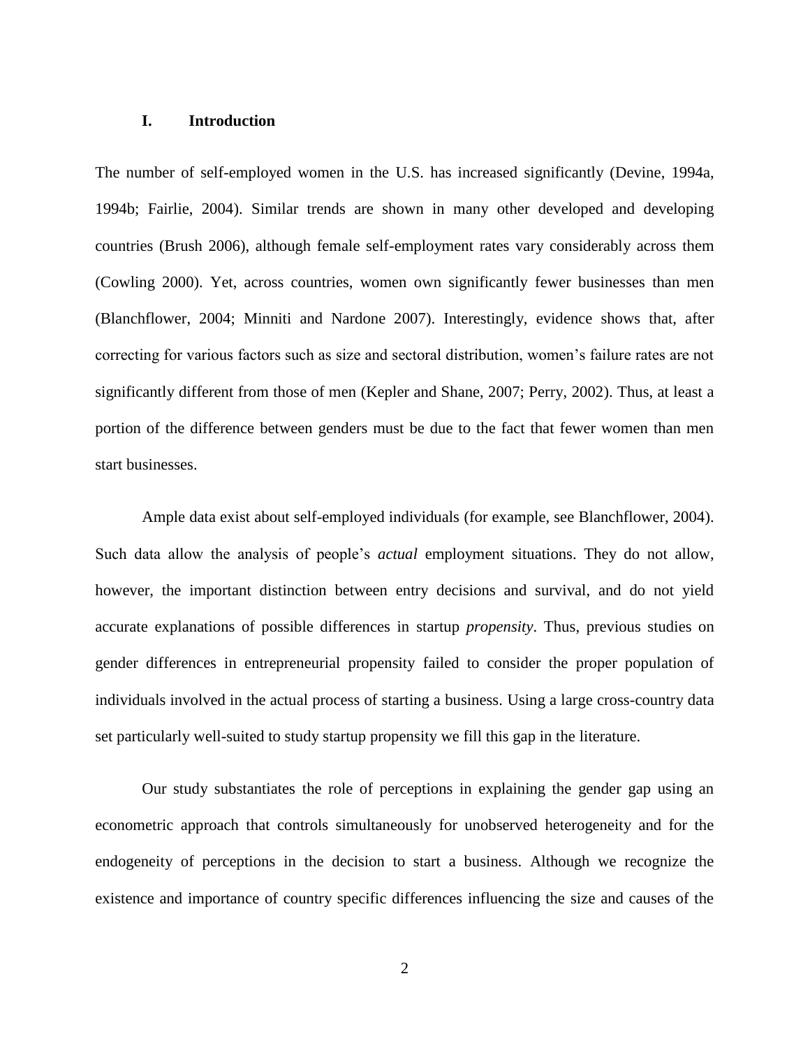## I. Introduction

The number of self-employed women in the U.S. has increased significantly (Devine, 1994a, 1994b; Fairlie, 2004). Similar trends are shown in many other developed and developing countries (Brush 2006), although female self-employment rates vary considerably across them (Cowling 2000). Yet, across countries, women own significantly fewer businesses than men (Blanchflower, 2004; Minniti and Nardone 2007). Interestingly, evidence shows that, after correcting for various factors such as size and sectoral distribution, women's failure rates are not significantly different from those of men (Kepler and Shane, 2007; Perry, 2002). Thus, at least a portion of the difference between genders must be due to the fact that fewer women than men start businesses.

Ample data exist about self-employed individuals (for example, see Blanchflower, 2004). Such data allow the analysis of people's *actual* employment situations. They do not allow, however, the important distinction between entry decisions and survival, and do not yield accurate explanations of possible differences in startup *propensity*. Thus, previous studies on gender differences in entrepreneurial propensity failed to consider the proper population of individuals involved in the actual process of starting a business. Using a large cross-country data set particularly well-suited to study startup propensity we fill this gap in the literature.

Our study substantiates the role of perceptions in explaining the gender gap using an econometric approach that controls simultaneously for unobserved heterogeneity and for the endogeneity of perceptions in the decision to start a business. Although we recognize the existence and importance of country specific differences influencing the size and causes of the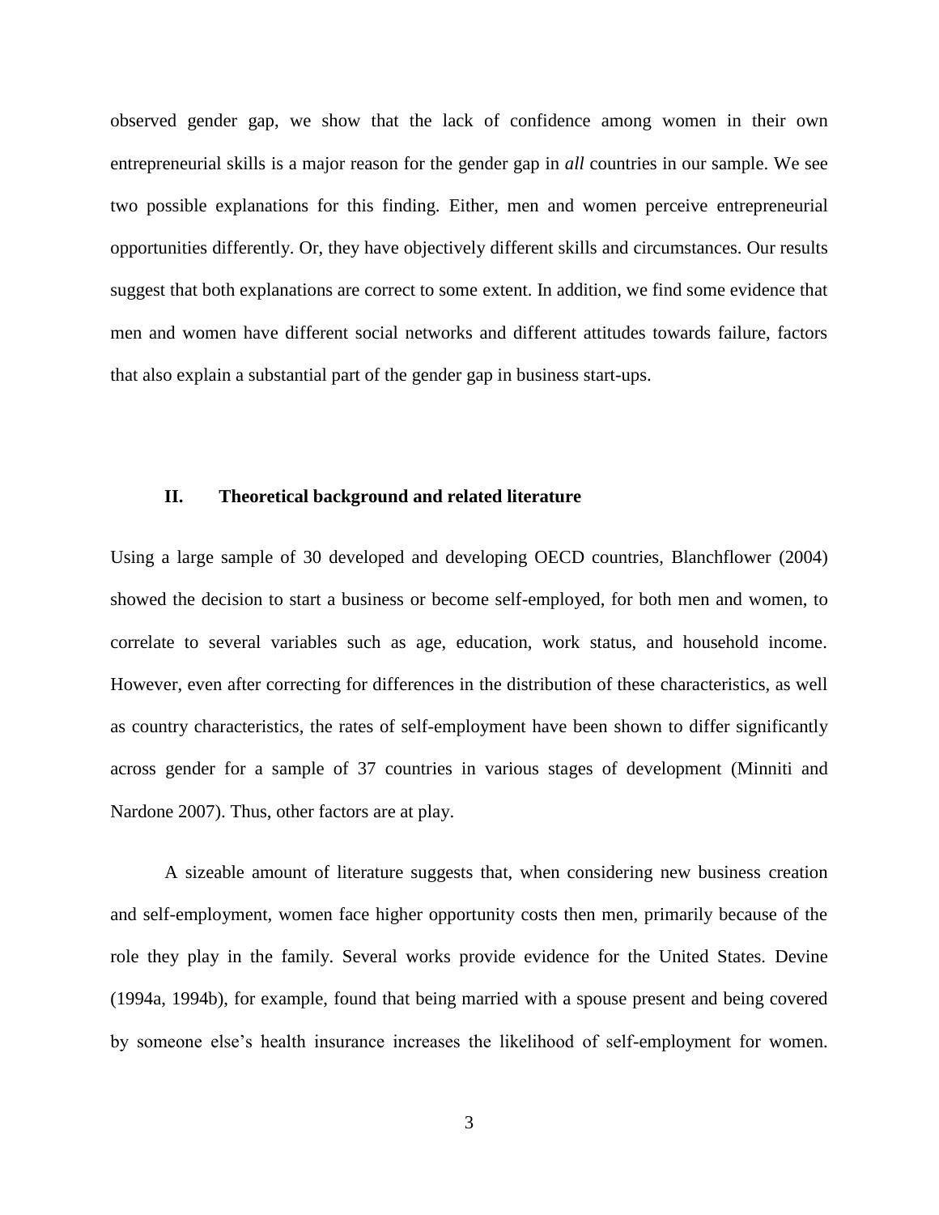observed gender gap, we show that the lack of confidence among women in their own entrepreneurial skills is a major reason for the gender gap in *all* countries in our sample. We see two possible explanations for this finding. Either, men and women perceive entrepreneurial opportunities differently. Or, they have objectively different skills and circumstances. Our results suggest that both explanations are correct to some extent. In addition, we find some evidence that men and women have different social networks and different attitudes towards failure, factors that also explain a substantial part of the gender gap in business start-ups.

## II. Theoretical background and related literature

Using a large sample of 30 developed and developing OECD countries, Blanchflower (2004) showed the decision to start a business or become self-employed, for both men and women, to correlate to several variables such as age, education, work status, and household income. However, even after correcting for differences in the distribution of these characteristics, as well as country characteristics, the rates of self-employment have been shown to differ significantly across gender for a sample of 37 countries in various stages of development (Minniti and Nardone 2007). Thus, other factors are at play.

A sizeable amount of literature suggests that, when considering new business creation and self-employment, women face higher opportunity costs then men, primarily because of the role they play in the family. Several works provide evidence for the United States. Devine (1994a, 1994b), for example, found that being married with a spouse present and being covered by someone else's health insurance increases the likelihood of self-employment for women.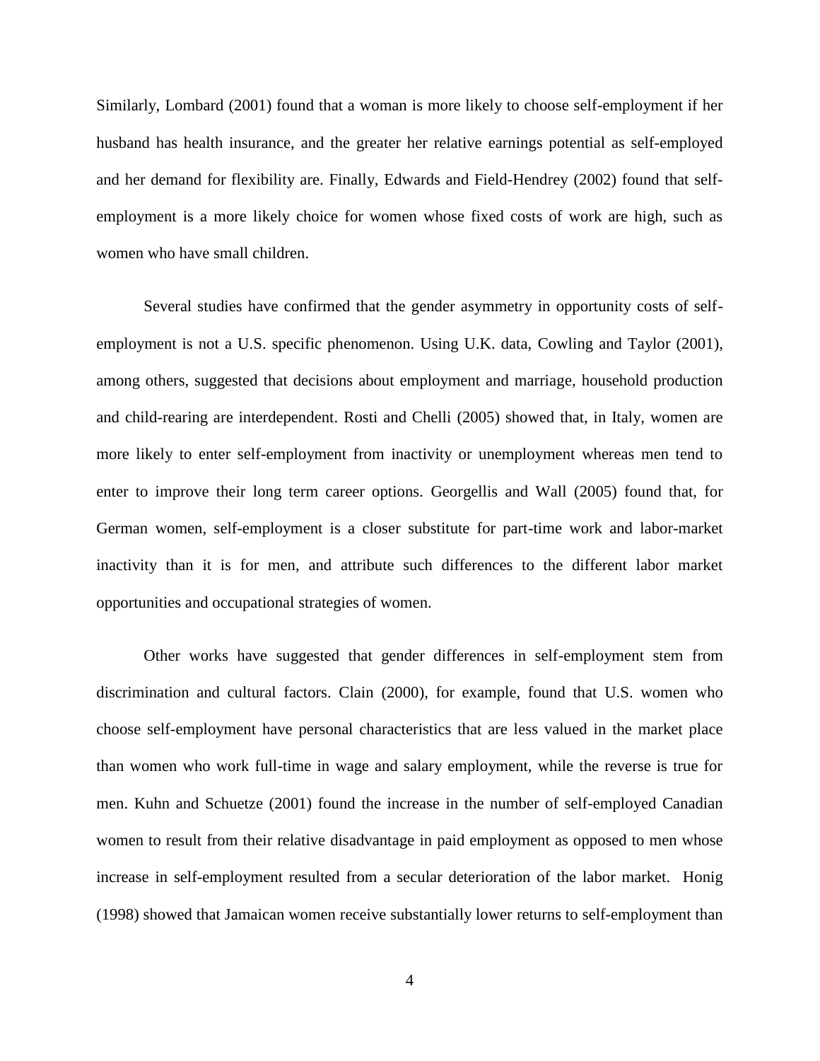Similarly, Lombard (2001) found that a woman is more likely to choose self-employment if her husband has health insurance, and the greater her relative earnings potential as self-employed and her demand for flexibility are. Finally, Edwards and Field-Hendrey (2002) found that self-employment is a more likely choice for women whose fixed costs of work are high, such as women who have small children.

Several studies have confirmed that the gender asymmetry in opportunity costs of self-employment is not a U.S. specific phenomenon. Using U.K. data, Cowling and Taylor (2001), among others, suggested that decisions about employment and marriage, household production and child-rearing are interdependent. Rosti and Chelli (2005) showed that, in Italy, women are more likely to enter self-employment from inactivity or unemployment whereas men tend to enter to improve their long term career options. Georgellis and Wall (2005) found that, for German women, self-employment is a closer substitute for part-time work and labor-market inactivity than it is for men, and attribute such differences to the different labor market opportunities and occupational strategies of women.

Other works have suggested that gender differences in self-employment stem from discrimination and cultural factors. Clain (2000), for example, found that U.S. women who choose self-employment have personal characteristics that are less valued in the market place than women who work full-time in wage and salary employment, while the reverse is true for men. Kuhn and Schuetze (2001) found the increase in the number of self-employed Canadian women to result from their relative disadvantage in paid employment as opposed to men whose increase in self-employment resulted from a secular deterioration of the labor market. Honig (1998) showed that Jamaican women receive substantially lower returns to self-employment than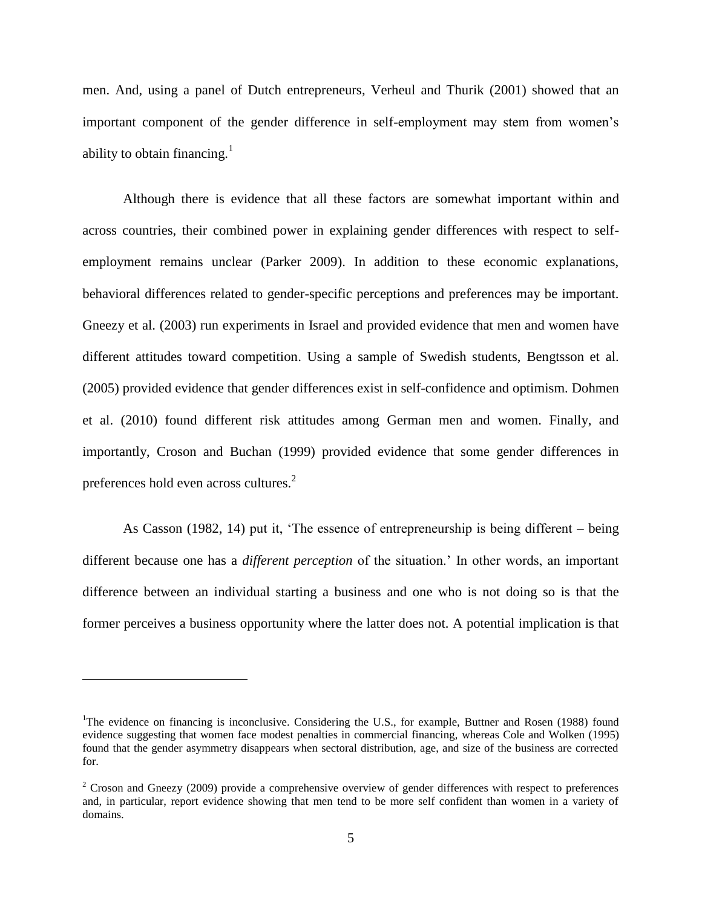men. And, using a panel of Dutch entrepreneurs, Verheul and Thurik (2001) showed that an important component of the gender difference in self-employment may stem from women's ability to obtain financing.[1]

Although there is evidence that all these factors are somewhat important within and across countries, their combined power in explaining gender differences with respect to self-employment remains unclear (Parker 2009). In addition to these economic explanations, behavioral differences related to gender-specific perceptions and preferences may be important. Gneezy et al. (2003) run experiments in Israel and provided evidence that men and women have different attitudes toward competition. Using a sample of Swedish students, Bengtsson et al. (2005) provided evidence that gender differences exist in self-confidence and optimism. Dohmen et al. (2010) found different risk attitudes among German men and women. Finally, and importantly, Croson and Buchan (1999) provided evidence that some gender differences in preferences hold even across cultures.[2]

As Casson (1982, 14) put it, 'The essence of entrepreneurship is being different – being different because one has a *different perception* of the situation.' In other words, an important difference between an individual starting a business and one who is not doing so is that the former perceives a business opportunity where the latter does not. A potential implication is that

---

[1]The evidence on financing is inconclusive. Considering the U.S., for example, Buttner and Rosen (1988) found evidence suggesting that women face modest penalties in commercial financing, whereas Cole and Wolken (1995) found that the gender asymmetry disappears when sectoral distribution, age, and size of the business are corrected for.

[2] Croson and Gneezy (2009) provide a comprehensive overview of gender differences with respect to preferences and, in particular, report evidence showing that men tend to be more self confident than women in a variety of domains.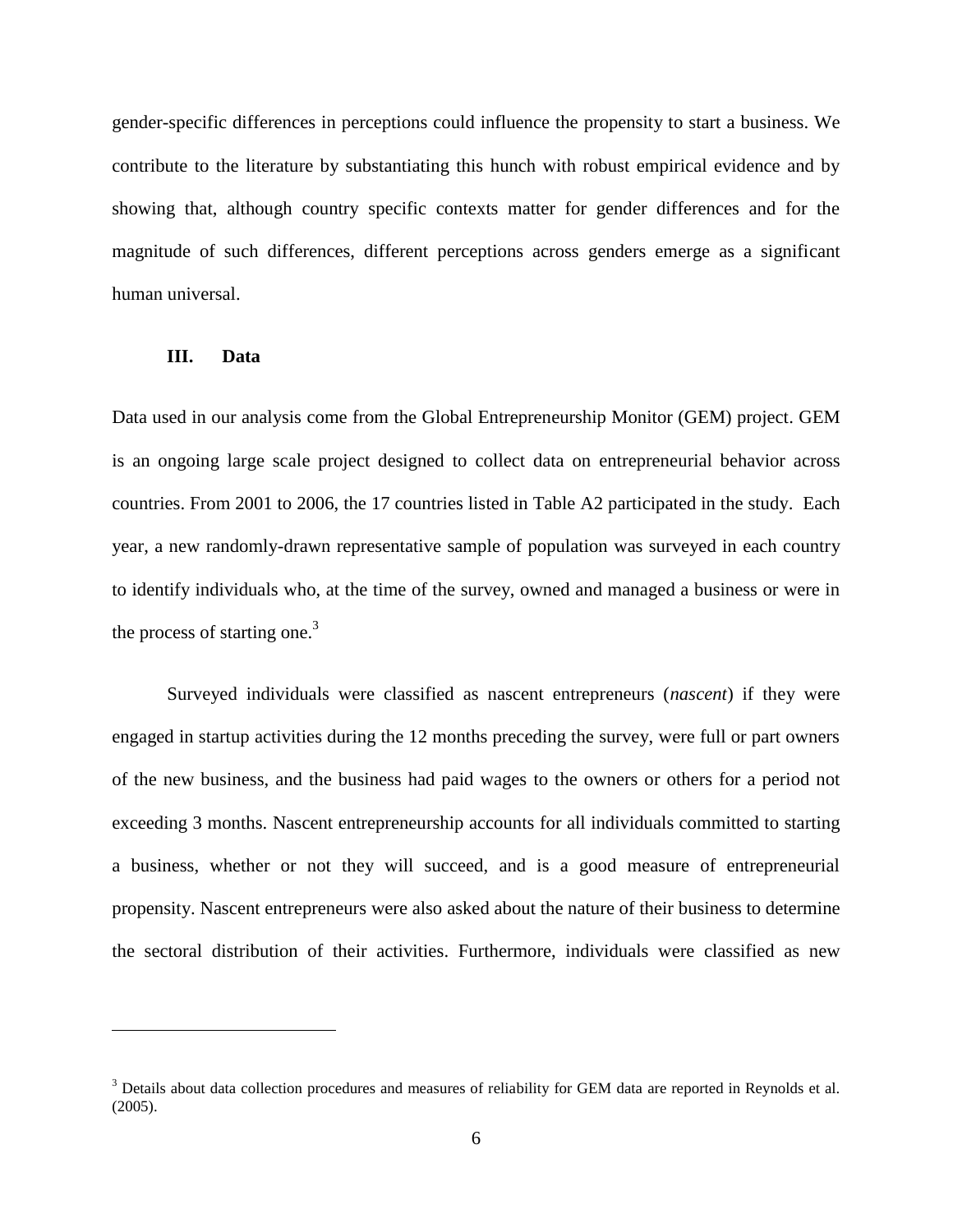gender-specific differences in perceptions could influence the propensity to start a business. We contribute to the literature by substantiating this hunch with robust empirical evidence and by showing that, although country specific contexts matter for gender differences and for the magnitude of such differences, different perceptions across genders emerge as a significant human universal.

## III. Data

Data used in our analysis come from the Global Entrepreneurship Monitor (GEM) project. GEM is an ongoing large scale project designed to collect data on entrepreneurial behavior across countries. From 2001 to 2006, the 17 countries listed in Table A2 participated in the study. Each year, a new randomly-drawn representative sample of population was surveyed in each country to identify individuals who, at the time of the survey, owned and managed a business or were in the process of starting one.[3]

Surveyed individuals were classified as nascent entrepreneurs (*nascent*) if they were engaged in startup activities during the 12 months preceding the survey, were full or part owners of the new business, and the business had paid wages to the owners or others for a period not exceeding 3 months. Nascent entrepreneurship accounts for all individuals committed to starting a business, whether or not they will succeed, and is a good measure of entrepreneurial propensity. Nascent entrepreneurs were also asked about the nature of their business to determine the sectoral distribution of their activities. Furthermore, individuals were classified as new

---

[3] Details about data collection procedures and measures of reliability for GEM data are reported in Reynolds et al. (2005).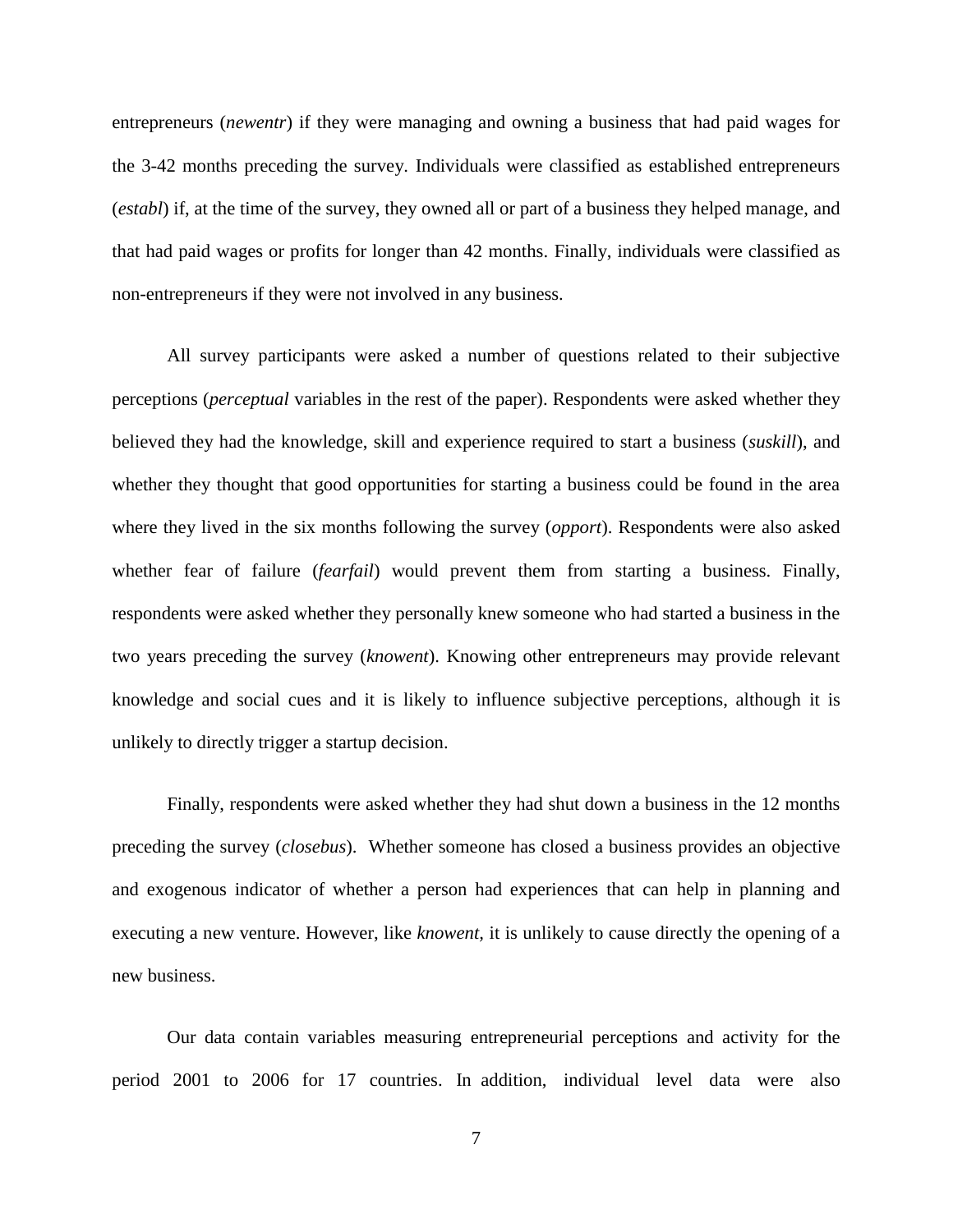entrepreneurs (*newentr*) if they were managing and owning a business that had paid wages for the 3-42 months preceding the survey. Individuals were classified as established entrepreneurs (*establ*) if, at the time of the survey, they owned all or part of a business they helped manage, and that had paid wages or profits for longer than 42 months. Finally, individuals were classified as non-entrepreneurs if they were not involved in any business.

All survey participants were asked a number of questions related to their subjective perceptions (*perceptual* variables in the rest of the paper). Respondents were asked whether they believed they had the knowledge, skill and experience required to start a business (*suskill*), and whether they thought that good opportunities for starting a business could be found in the area where they lived in the six months following the survey (*opport*). Respondents were also asked whether fear of failure (*fearfail*) would prevent them from starting a business. Finally, respondents were asked whether they personally knew someone who had started a business in the two years preceding the survey (*knowent*). Knowing other entrepreneurs may provide relevant knowledge and social cues and it is likely to influence subjective perceptions, although it is unlikely to directly trigger a startup decision.

Finally, respondents were asked whether they had shut down a business in the 12 months preceding the survey (*closebus*). Whether someone has closed a business provides an objective and exogenous indicator of whether a person had experiences that can help in planning and executing a new venture. However, like *knowent*, it is unlikely to cause directly the opening of a new business.

Our data contain variables measuring entrepreneurial perceptions and activity for the period 2001 to 2006 for 17 countries. In addition, individual level data were also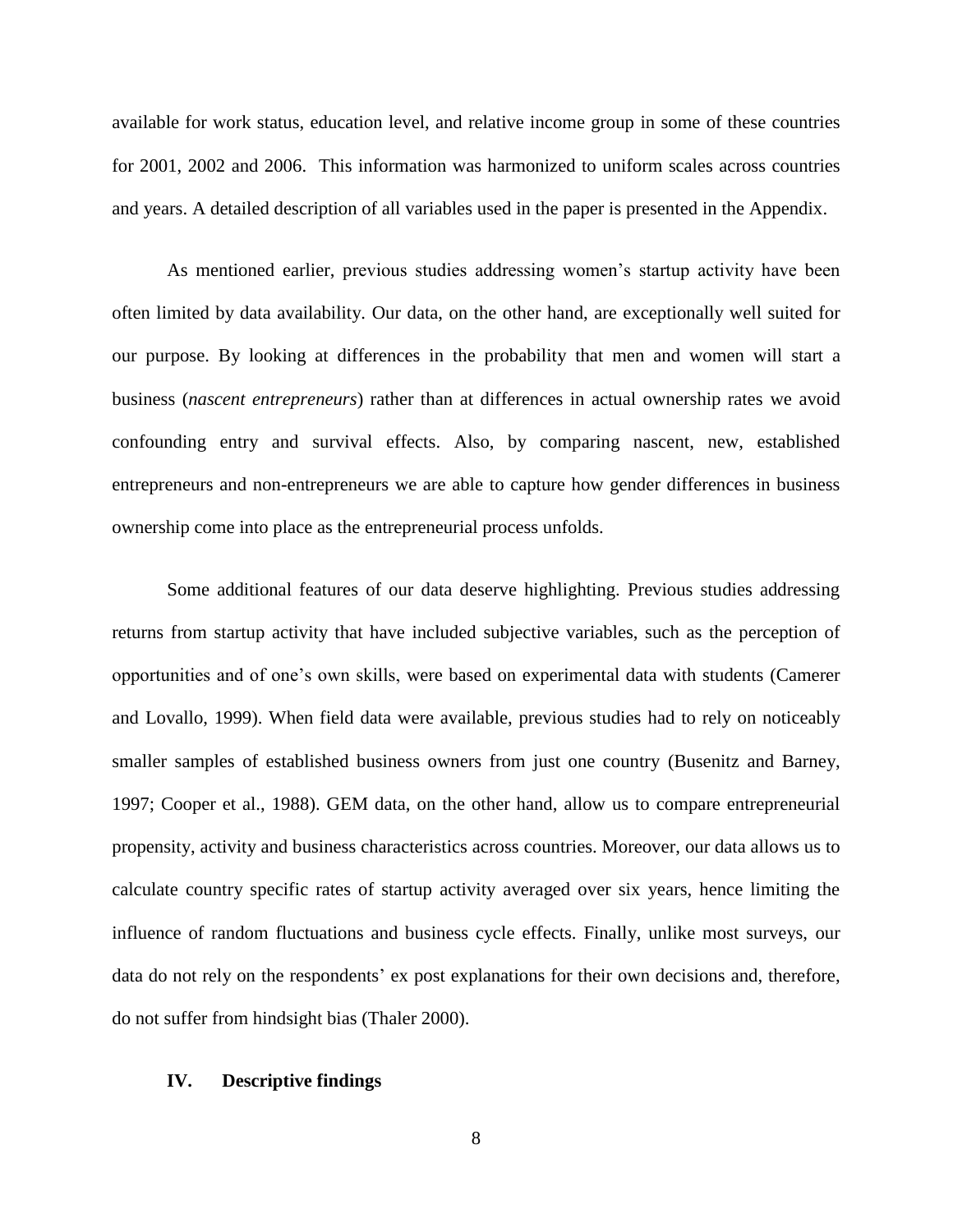available for work status, education level, and relative income group in some of these countries for 2001, 2002 and 2006. This information was harmonized to uniform scales across countries and years. A detailed description of all variables used in the paper is presented in the Appendix.

As mentioned earlier, previous studies addressing women's startup activity have been often limited by data availability. Our data, on the other hand, are exceptionally well suited for our purpose. By looking at differences in the probability that men and women will start a business (*nascent entrepreneurs*) rather than at differences in actual ownership rates we avoid confounding entry and survival effects. Also, by comparing nascent, new, established entrepreneurs and non-entrepreneurs we are able to capture how gender differences in business ownership come into place as the entrepreneurial process unfolds.

Some additional features of our data deserve highlighting. Previous studies addressing returns from startup activity that have included subjective variables, such as the perception of opportunities and of one's own skills, were based on experimental data with students (Camerer and Lovallo, 1999). When field data were available, previous studies had to rely on noticeably smaller samples of established business owners from just one country (Busenitz and Barney, 1997; Cooper et al., 1988). GEM data, on the other hand, allow us to compare entrepreneurial propensity, activity and business characteristics across countries. Moreover, our data allows us to calculate country specific rates of startup activity averaged over six years, hence limiting the influence of random fluctuations and business cycle effects. Finally, unlike most surveys, our data do not rely on the respondents' ex post explanations for their own decisions and, therefore, do not suffer from hindsight bias (Thaler 2000).

## IV. Descriptive findings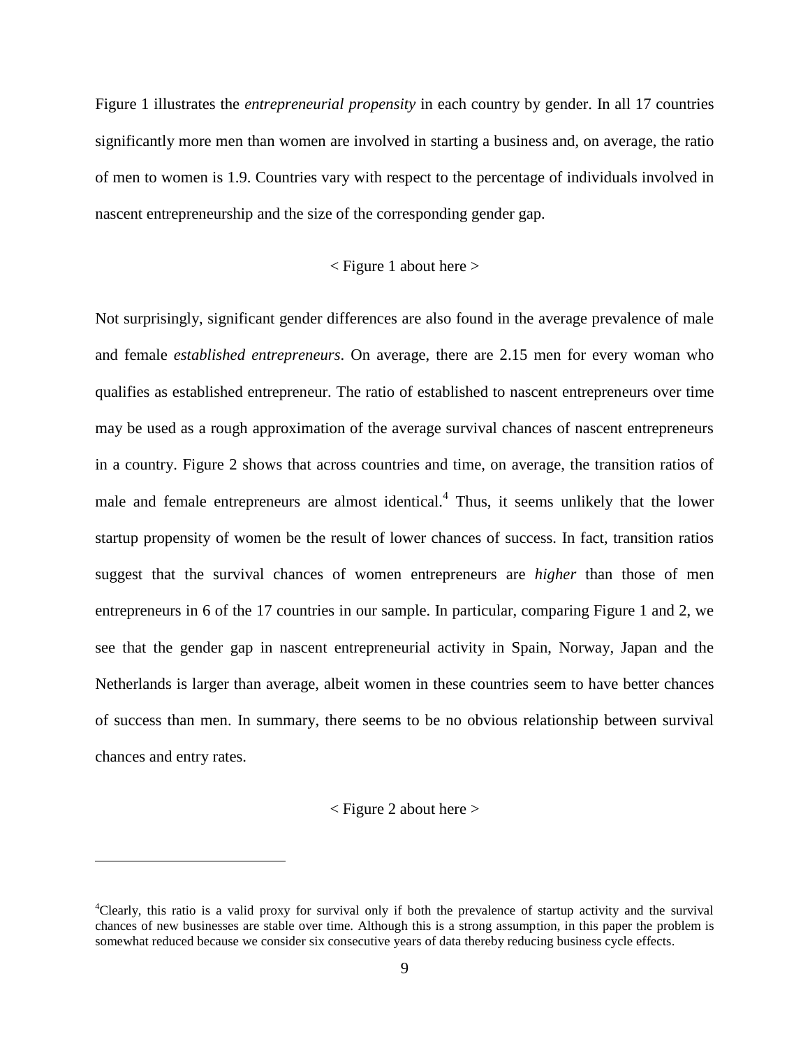Figure 1 illustrates the *entrepreneurial propensity* in each country by gender. In all 17 countries significantly more men than women are involved in starting a business and, on average, the ratio of men to women is 1.9. Countries vary with respect to the percentage of individuals involved in nascent entrepreneurship and the size of the corresponding gender gap.

< Figure 1 about here >

Not surprisingly, significant gender differences are also found in the average prevalence of male and female *established entrepreneurs*. On average, there are 2.15 men for every woman who qualifies as established entrepreneur. The ratio of established to nascent entrepreneurs over time may be used as a rough approximation of the average survival chances of nascent entrepreneurs in a country. Figure 2 shows that across countries and time, on average, the transition ratios of male and female entrepreneurs are almost identical.[4] Thus, it seems unlikely that the lower startup propensity of women be the result of lower chances of success. In fact, transition ratios suggest that the survival chances of women entrepreneurs are *higher* than those of men entrepreneurs in 6 of the 17 countries in our sample. In particular, comparing Figure 1 and 2, we see that the gender gap in nascent entrepreneurial activity in Spain, Norway, Japan and the Netherlands is larger than average, albeit women in these countries seem to have better chances of success than men. In summary, there seems to be no obvious relationship between survival chances and entry rates.

< Figure 2 about here >

---

[4]Clearly, this ratio is a valid proxy for survival only if both the prevalence of startup activity and the survival chances of new businesses are stable over time. Although this is a strong assumption, in this paper the problem is somewhat reduced because we consider six consecutive years of data thereby reducing business cycle effects.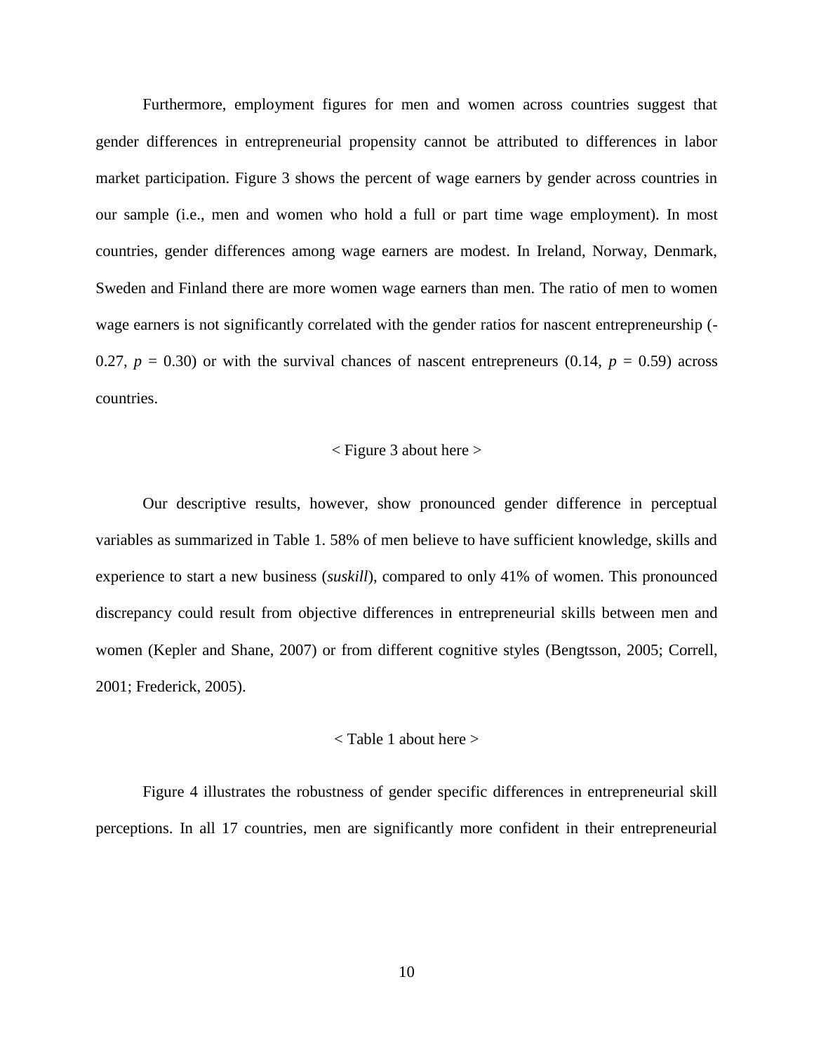Furthermore, employment figures for men and women across countries suggest that gender differences in entrepreneurial propensity cannot be attributed to differences in labor market participation. Figure 3 shows the percent of wage earners by gender across countries in our sample (i.e., men and women who hold a full or part time wage employment). In most countries, gender differences among wage earners are modest. In Ireland, Norway, Denmark, Sweden and Finland there are more women wage earners than men. The ratio of men to women wage earners is not significantly correlated with the gender ratios for nascent entrepreneurship (-0.27, $p = 0.30$) or with the survival chances of nascent entrepreneurs (0.14, $p = 0.59$) across countries.

< Figure 3 about here >

Our descriptive results, however, show pronounced gender difference in perceptual variables as summarized in Table 1. 58% of men believe to have sufficient knowledge, skills and experience to start a new business (*suskill*), compared to only 41% of women. This pronounced discrepancy could result from objective differences in entrepreneurial skills between men and women (Kepler and Shane, 2007) or from different cognitive styles (Bengtsson, 2005; Correll, 2001; Frederick, 2005).

< Table 1 about here >

Figure 4 illustrates the robustness of gender specific differences in entrepreneurial skill perceptions. In all 17 countries, men are significantly more confident in their entrepreneurial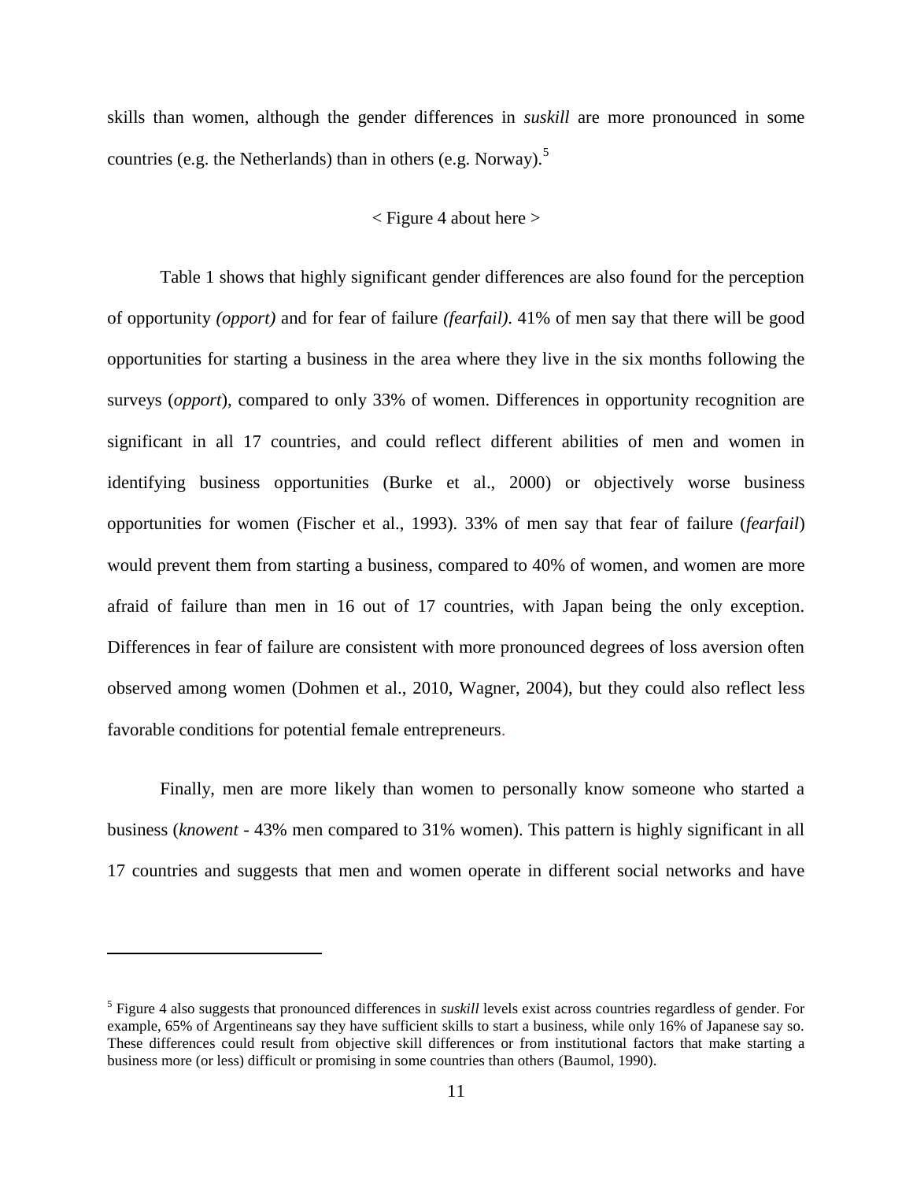skills than women, although the gender differences in *suskill* are more pronounced in some countries (e.g. the Netherlands) than in others (e.g. Norway).[5]

< Figure 4 about here >

Table 1 shows that highly significant gender differences are also found for the perception of opportunity *(opport)* and for fear of failure *(fearfail)*. 41% of men say that there will be good opportunities for starting a business in the area where they live in the six months following the surveys (*opport*), compared to only 33% of women. Differences in opportunity recognition are significant in all 17 countries, and could reflect different abilities of men and women in identifying business opportunities (Burke et al., 2000) or objectively worse business opportunities for women (Fischer et al., 1993). 33% of men say that fear of failure (*fearfail*) would prevent them from starting a business, compared to 40% of women, and women are more afraid of failure than men in 16 out of 17 countries, with Japan being the only exception. Differences in fear of failure are consistent with more pronounced degrees of loss aversion often observed among women (Dohmen et al., 2010, Wagner, 2004), but they could also reflect less favorable conditions for potential female entrepreneurs.

Finally, men are more likely than women to personally know someone who started a business (*knowent* - 43% men compared to 31% women). This pattern is highly significant in all 17 countries and suggests that men and women operate in different social networks and have

[5] Figure 4 also suggests that pronounced differences in *suskill* levels exist across countries regardless of gender. For example, 65% of Argentineans say they have sufficient skills to start a business, while only 16% of Japanese say so. These differences could result from objective skill differences or from institutional factors that make starting a business more (or less) difficult or promising in some countries than others (Baumol, 1990).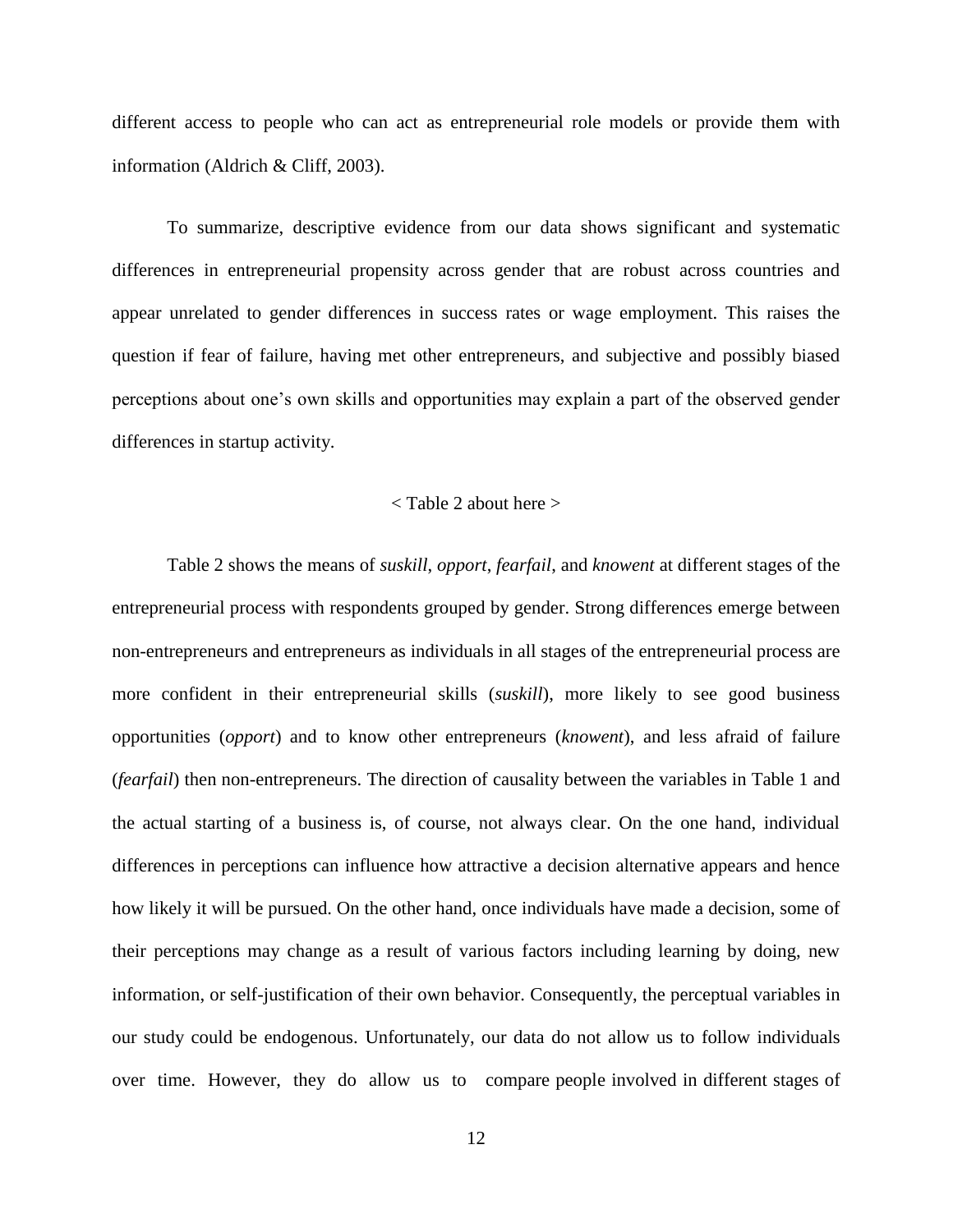different access to people who can act as entrepreneurial role models or provide them with information (Aldrich & Cliff, 2003).

To summarize, descriptive evidence from our data shows significant and systematic differences in entrepreneurial propensity across gender that are robust across countries and appear unrelated to gender differences in success rates or wage employment. This raises the question if fear of failure, having met other entrepreneurs, and subjective and possibly biased perceptions about one's own skills and opportunities may explain a part of the observed gender differences in startup activity.

< Table 2 about here >

Table 2 shows the means of *suskill*, *opport*, *fearfail*, and *knowent* at different stages of the entrepreneurial process with respondents grouped by gender. Strong differences emerge between non-entrepreneurs and entrepreneurs as individuals in all stages of the entrepreneurial process are more confident in their entrepreneurial skills (*suskill*), more likely to see good business opportunities (*opport*) and to know other entrepreneurs (*knowent*), and less afraid of failure (*fearfail*) then non-entrepreneurs. The direction of causality between the variables in Table 1 and the actual starting of a business is, of course, not always clear. On the one hand, individual differences in perceptions can influence how attractive a decision alternative appears and hence how likely it will be pursued. On the other hand, once individuals have made a decision, some of their perceptions may change as a result of various factors including learning by doing, new information, or self-justification of their own behavior. Consequently, the perceptual variables in our study could be endogenous. Unfortunately, our data do not allow us to follow individuals over time. However, they do allow us to compare people involved in different stages of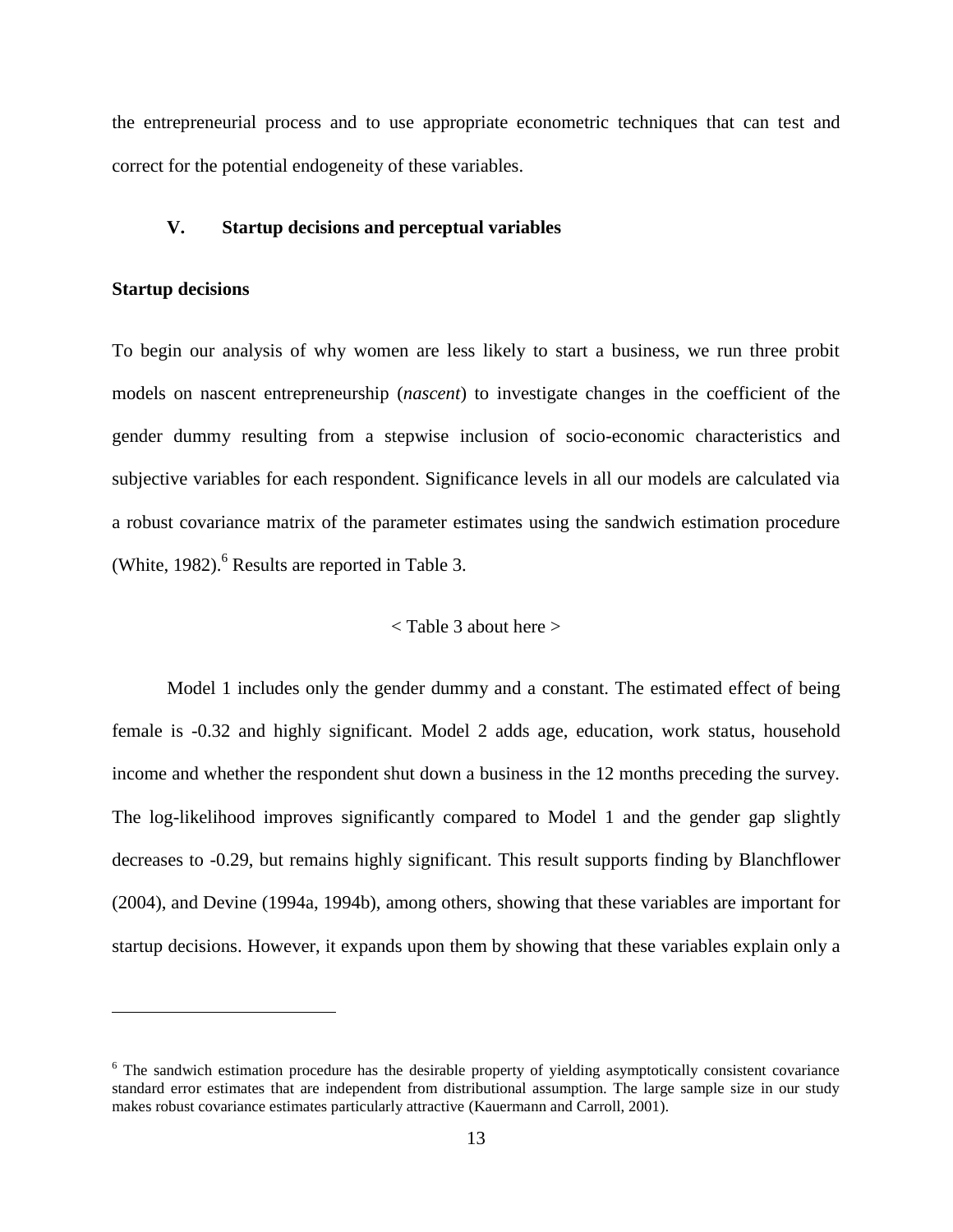the entrepreneurial process and to use appropriate econometric techniques that can test and correct for the potential endogeneity of these variables.

## V. Startup decisions and perceptual variables

### Startup decisions

To begin our analysis of why women are less likely to start a business, we run three probit models on nascent entrepreneurship (*nascent*) to investigate changes in the coefficient of the gender dummy resulting from a stepwise inclusion of socio-economic characteristics and subjective variables for each respondent. Significance levels in all our models are calculated via a robust covariance matrix of the parameter estimates using the sandwich estimation procedure (White, 1982).[6] Results are reported in Table 3.

< Table 3 about here >

Model 1 includes only the gender dummy and a constant. The estimated effect of being female is -0.32 and highly significant. Model 2 adds age, education, work status, household income and whether the respondent shut down a business in the 12 months preceding the survey. The log-likelihood improves significantly compared to Model 1 and the gender gap slightly decreases to -0.29, but remains highly significant. This result supports finding by Blanchflower (2004), and Devine (1994a, 1994b), among others, showing that these variables are important for startup decisions. However, it expands upon them by showing that these variables explain only a

[6] The sandwich estimation procedure has the desirable property of yielding asymptotically consistent covariance standard error estimates that are independent from distributional assumption. The large sample size in our study makes robust covariance estimates particularly attractive (Kauermann and Carroll, 2001).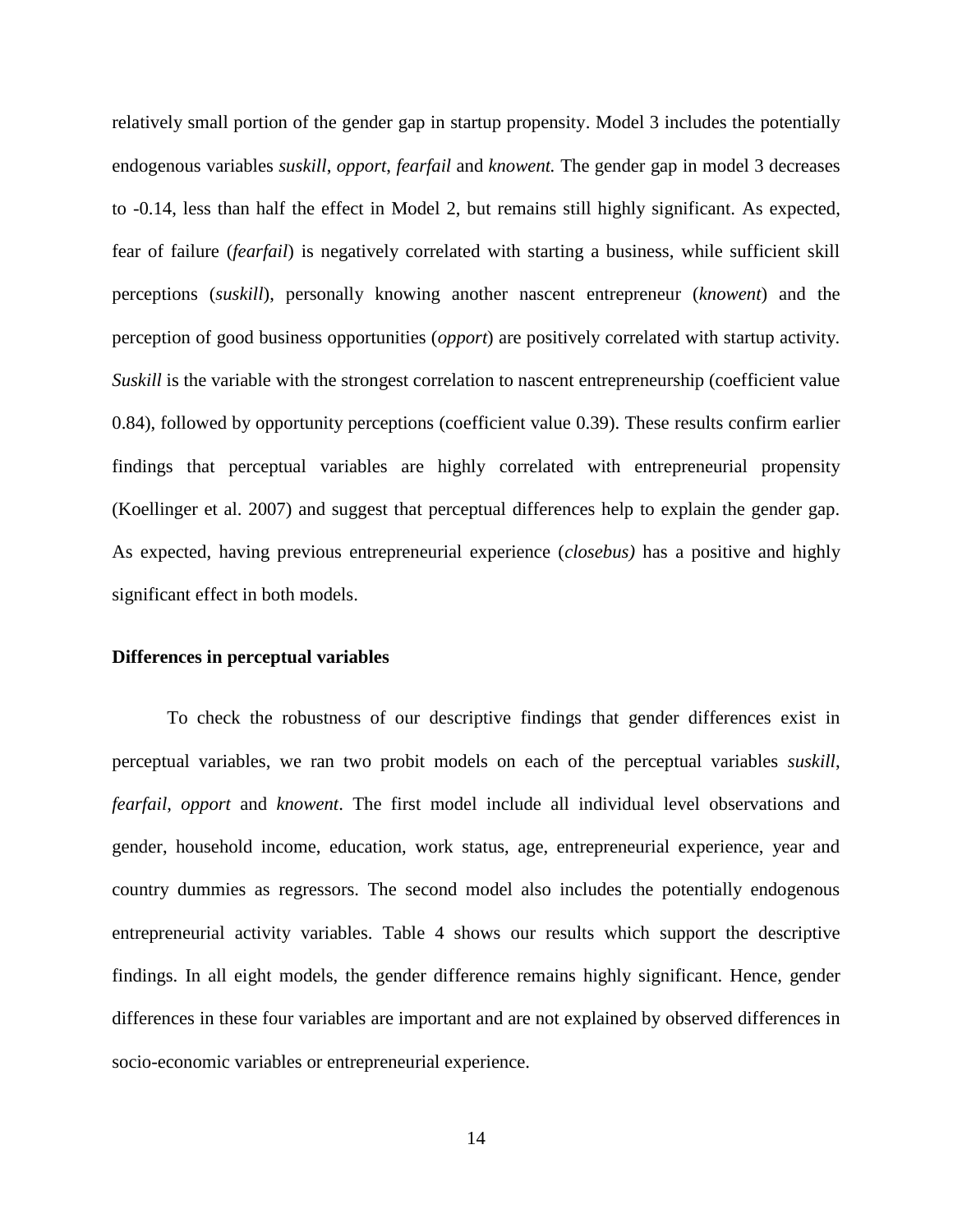relatively small portion of the gender gap in startup propensity. Model 3 includes the potentially endogenous variables *suskill*, *opport*, *fearfail* and *knowent.* The gender gap in model 3 decreases to -0.14, less than half the effect in Model 2, but remains still highly significant. As expected, fear of failure (*fearfail*) is negatively correlated with starting a business, while sufficient skill perceptions (*suskill*), personally knowing another nascent entrepreneur (*knowent*) and the perception of good business opportunities (*opport*) are positively correlated with startup activity. *Suskill* is the variable with the strongest correlation to nascent entrepreneurship (coefficient value 0.84), followed by opportunity perceptions (coefficient value 0.39). These results confirm earlier findings that perceptual variables are highly correlated with entrepreneurial propensity (Koellinger et al. 2007) and suggest that perceptual differences help to explain the gender gap. As expected, having previous entrepreneurial experience (*closebus)* has a positive and highly significant effect in both models.

**Differences in perceptual variables**

To check the robustness of our descriptive findings that gender differences exist in perceptual variables, we ran two probit models on each of the perceptual variables *suskill*, *fearfail*, *opport* and *knowent*. The first model include all individual level observations and gender, household income, education, work status, age, entrepreneurial experience, year and country dummies as regressors. The second model also includes the potentially endogenous entrepreneurial activity variables. Table 4 shows our results which support the descriptive findings. In all eight models, the gender difference remains highly significant. Hence, gender differences in these four variables are important and are not explained by observed differences in socio-economic variables or entrepreneurial experience.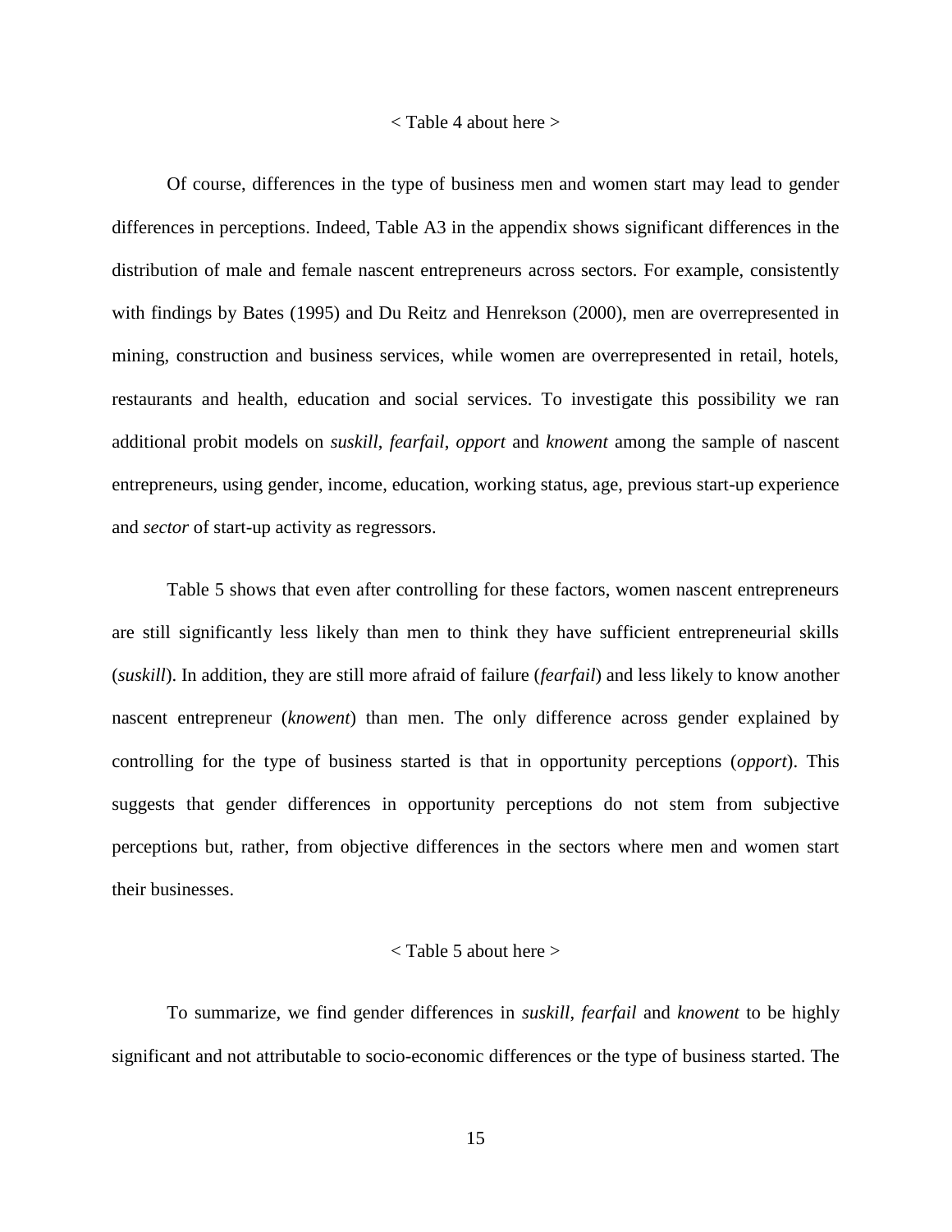< Table 4 about here >

Of course, differences in the type of business men and women start may lead to gender differences in perceptions. Indeed, Table A3 in the appendix shows significant differences in the distribution of male and female nascent entrepreneurs across sectors. For example, consistently with findings by Bates (1995) and Du Reitz and Henrekson (2000), men are overrepresented in mining, construction and business services, while women are overrepresented in retail, hotels, restaurants and health, education and social services. To investigate this possibility we ran additional probit models on *suskill*, *fearfail*, *opport* and *knowent* among the sample of nascent entrepreneurs, using gender, income, education, working status, age, previous start-up experience and *sector* of start-up activity as regressors.

Table 5 shows that even after controlling for these factors, women nascent entrepreneurs are still significantly less likely than men to think they have sufficient entrepreneurial skills (*suskill*). In addition, they are still more afraid of failure (*fearfail*) and less likely to know another nascent entrepreneur (*knowent*) than men. The only difference across gender explained by controlling for the type of business started is that in opportunity perceptions (*opport*). This suggests that gender differences in opportunity perceptions do not stem from subjective perceptions but, rather, from objective differences in the sectors where men and women start their businesses.

< Table 5 about here >

To summarize, we find gender differences in *suskill*, *fearfail* and *knowent* to be highly significant and not attributable to socio-economic differences or the type of business started. The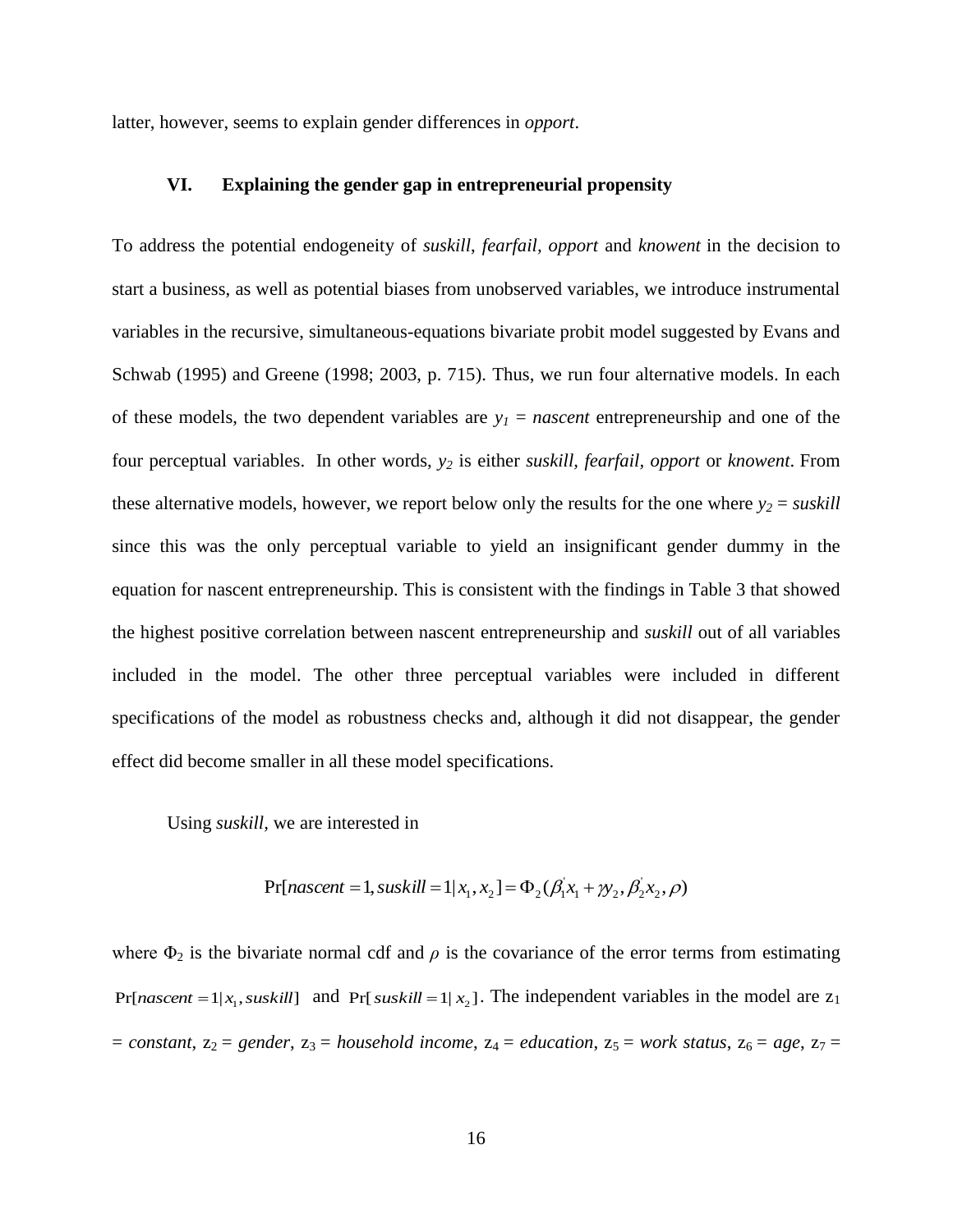latter, however, seems to explain gender differences in *opport*.

## VI. Explaining the gender gap in entrepreneurial propensity

To address the potential endogeneity of *suskill*, *fearfail*, *opport* and *knowent* in the decision to start a business, as well as potential biases from unobserved variables, we introduce instrumental variables in the recursive, simultaneous-equations bivariate probit model suggested by Evans and Schwab (1995) and Greene (1998; 2003, p. 715). Thus, we run four alternative models. In each of these models, the two dependent variables are $y_1$ = *nascent* entrepreneurship and one of the four perceptual variables. In other words, $y_2$ is either *suskill*, *fearfail*, *opport* or *knowent*. From these alternative models, however, we report below only the results for the one where $y_2$ = *suskill* since this was the only perceptual variable to yield an insignificant gender dummy in the equation for nascent entrepreneurship. This is consistent with the findings in Table 3 that showed the highest positive correlation between nascent entrepreneurship and *suskill* out of all variables included in the model. The other three perceptual variables were included in different specifications of the model as robustness checks and, although it did not disappear, the gender effect did become smaller in all these model specifications.

Using *suskill*, we are interested in

$$\Pr[nascent = 1, suskill = 1 | x_1, x_2] = \Phi_2(\beta_1^{'} x_1 + \gamma y_2, \beta_2^{'} x_2, \rho)$$

where $\Phi_2$ is the bivariate normal cdf and $\rho$ is the covariance of the error terms from estimating $\Pr[nascent = 1 | x_1, suskill]$ and $\Pr[suskill = 1 | x_2]$. The independent variables in the model are $z_1$ = *constant*, $z_2$ = *gender*, $z_3$ = *household income*, $z_4$ = *education*, $z_5$ = *work status*, $z_6$ = *age*, $z_7$ =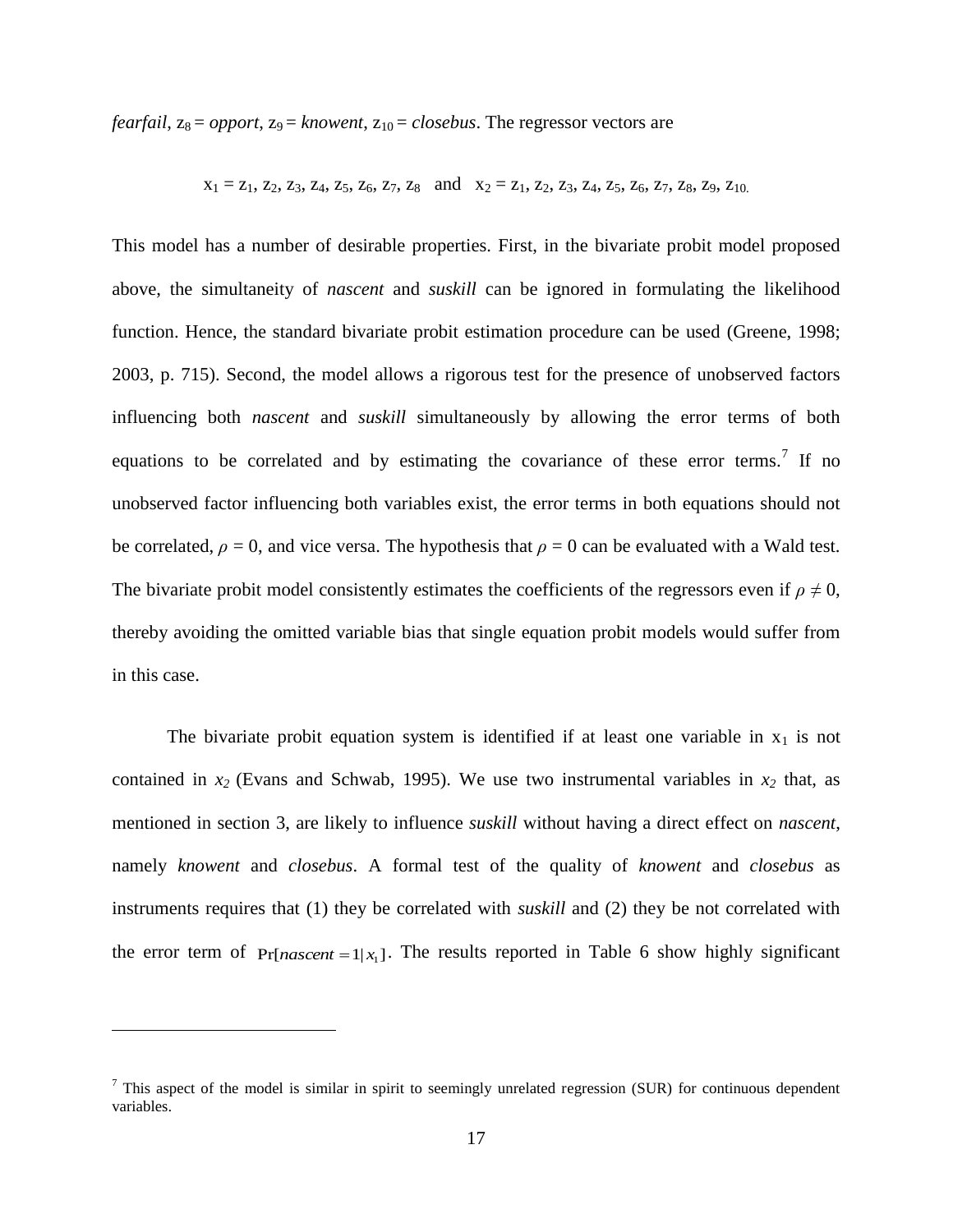*fearfail*, $z_8$ = *opport*, $z_9$ = *knowent*, $z_{10}$ = *closebus*. The regressor vectors are

$$x_1 = z_1, z_2, z_3, z_4, z_5, z_6, z_7, z_8 \quad \text{and} \quad x_2 = z_1, z_2, z_3, z_4, z_5, z_6, z_7, z_8, z_9, z_{10.}$$

This model has a number of desirable properties. First, in the bivariate probit model proposed above, the simultaneity of *nascent* and *suskill* can be ignored in formulating the likelihood function. Hence, the standard bivariate probit estimation procedure can be used (Greene, 1998; 2003, p. 715). Second, the model allows a rigorous test for the presence of unobserved factors influencing both *nascent* and *suskill* simultaneously by allowing the error terms of both equations to be correlated and by estimating the covariance of these error terms.[7] If no unobserved factor influencing both variables exist, the error terms in both equations should not be correlated, $\rho = 0$, and vice versa. The hypothesis that $\rho = 0$ can be evaluated with a Wald test. The bivariate probit model consistently estimates the coefficients of the regressors even if $\rho \neq 0$, thereby avoiding the omitted variable bias that single equation probit models would suffer from in this case.

The bivariate probit equation system is identified if at least one variable in $x_1$ is not contained in $x_2$ (Evans and Schwab, 1995). We use two instrumental variables in $x_2$ that, as mentioned in section 3, are likely to influence *suskill* without having a direct effect on *nascent*, namely *knowent* and *closebus*. A formal test of the quality of *knowent* and *closebus* as instruments requires that (1) they be correlated with *suskill* and (2) they be not correlated with the error term of $\Pr[nascent = 1 | x_1]$. The results reported in Table 6 show highly significant

---

[7] This aspect of the model is similar in spirit to seemingly unrelated regression (SUR) for continuous dependent variables.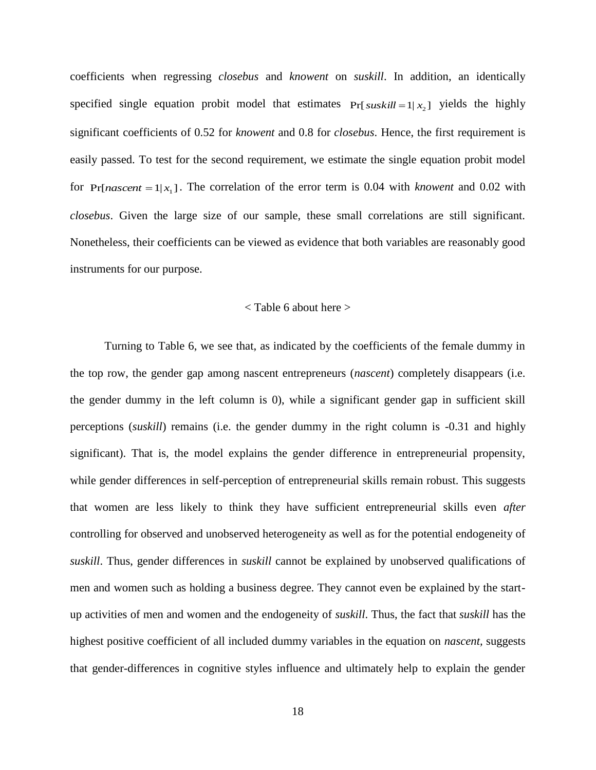coefficients when regressing *closebus* and *knowent* on *suskill*. In addition, an identically specified single equation probit model that estimates $\Pr[suskill = 1 | x_2]$ yields the highly significant coefficients of 0.52 for *knowent* and 0.8 for *closebus*. Hence, the first requirement is easily passed. To test for the second requirement, we estimate the single equation probit model for $\Pr[nascent = 1 | x_1]$. The correlation of the error term is 0.04 with *knowent* and 0.02 with *closebus*. Given the large size of our sample, these small correlations are still significant. Nonetheless, their coefficients can be viewed as evidence that both variables are reasonably good instruments for our purpose.

< Table 6 about here >

Turning to Table 6, we see that, as indicated by the coefficients of the female dummy in the top row, the gender gap among nascent entrepreneurs (*nascent*) completely disappears (i.e. the gender dummy in the left column is 0), while a significant gender gap in sufficient skill perceptions (*suskill*) remains (i.e. the gender dummy in the right column is -0.31 and highly significant). That is, the model explains the gender difference in entrepreneurial propensity, while gender differences in self-perception of entrepreneurial skills remain robust. This suggests that women are less likely to think they have sufficient entrepreneurial skills even *after* controlling for observed and unobserved heterogeneity as well as for the potential endogeneity of *suskill*. Thus, gender differences in *suskill* cannot be explained by unobserved qualifications of men and women such as holding a business degree. They cannot even be explained by the start-up activities of men and women and the endogeneity of *suskill*. Thus, the fact that *suskill* has the highest positive coefficient of all included dummy variables in the equation on *nascent*, suggests that gender-differences in cognitive styles influence and ultimately help to explain the gender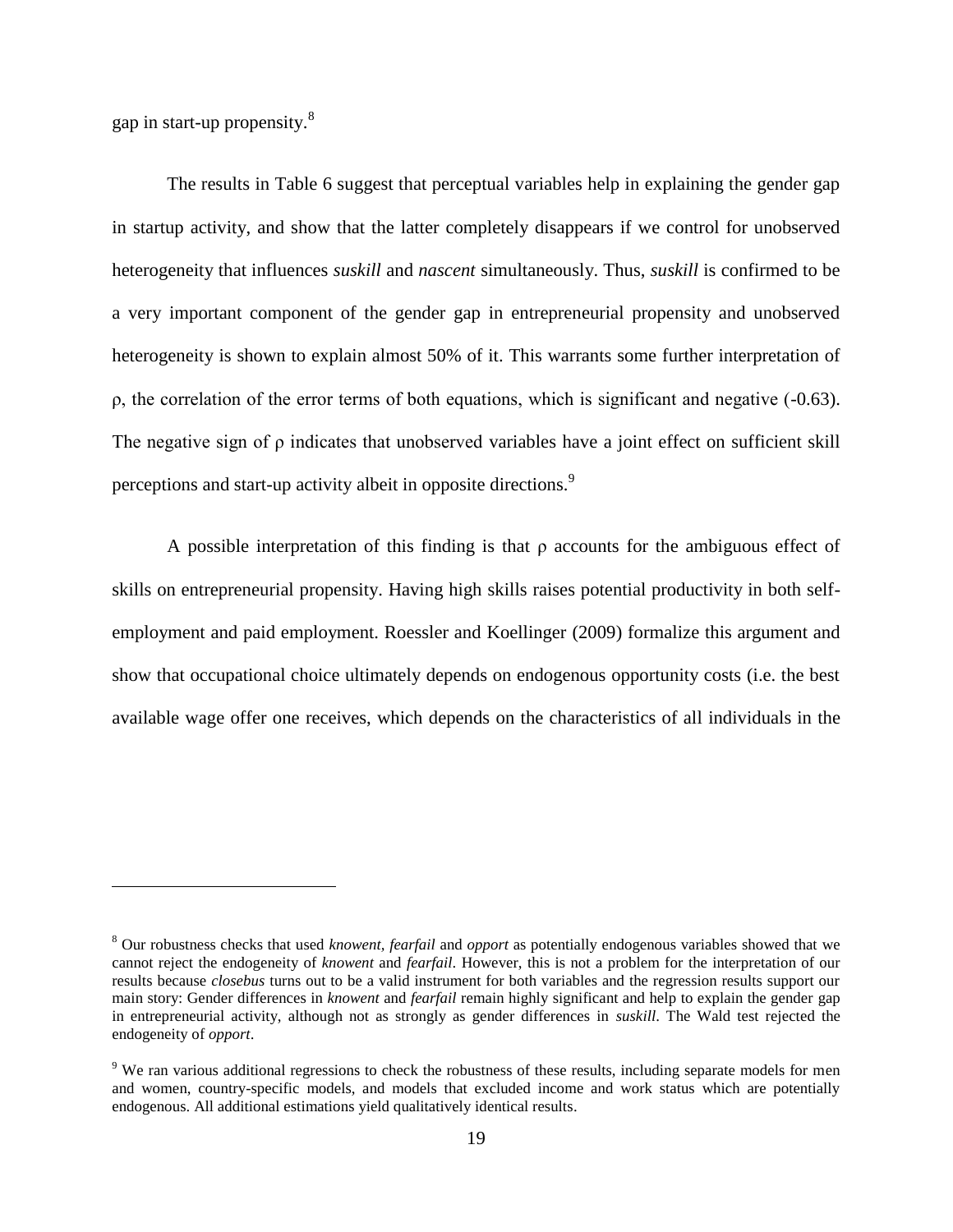gap in start-up propensity.[8]

The results in Table 6 suggest that perceptual variables help in explaining the gender gap in startup activity, and show that the latter completely disappears if we control for unobserved heterogeneity that influences *suskill* and *nascent* simultaneously. Thus, *suskill* is confirmed to be a very important component of the gender gap in entrepreneurial propensity and unobserved heterogeneity is shown to explain almost 50% of it. This warrants some further interpretation of $\rho$, the correlation of the error terms of both equations, which is significant and negative (-0.63). The negative sign of $\rho$ indicates that unobserved variables have a joint effect on sufficient skill perceptions and start-up activity albeit in opposite directions.[9]

A possible interpretation of this finding is that $\rho$ accounts for the ambiguous effect of skills on entrepreneurial propensity. Having high skills raises potential productivity in both self-employment and paid employment. Roessler and Koellinger (2009) formalize this argument and show that occupational choice ultimately depends on endogenous opportunity costs (i.e. the best available wage offer one receives, which depends on the characteristics of all individuals in the

---

[8] Our robustness checks that used *knowent*, *fearfail* and *opport* as potentially endogenous variables showed that we cannot reject the endogeneity of *knowent* and *fearfail*. However, this is not a problem for the interpretation of our results because *closebus* turns out to be a valid instrument for both variables and the regression results support our main story: Gender differences in *knowent* and *fearfail* remain highly significant and help to explain the gender gap in entrepreneurial activity, although not as strongly as gender differences in *suskill*. The Wald test rejected the endogeneity of *opport*.

[9] We ran various additional regressions to check the robustness of these results, including separate models for men and women, country-specific models, and models that excluded income and work status which are potentially endogenous. All additional estimations yield qualitatively identical results.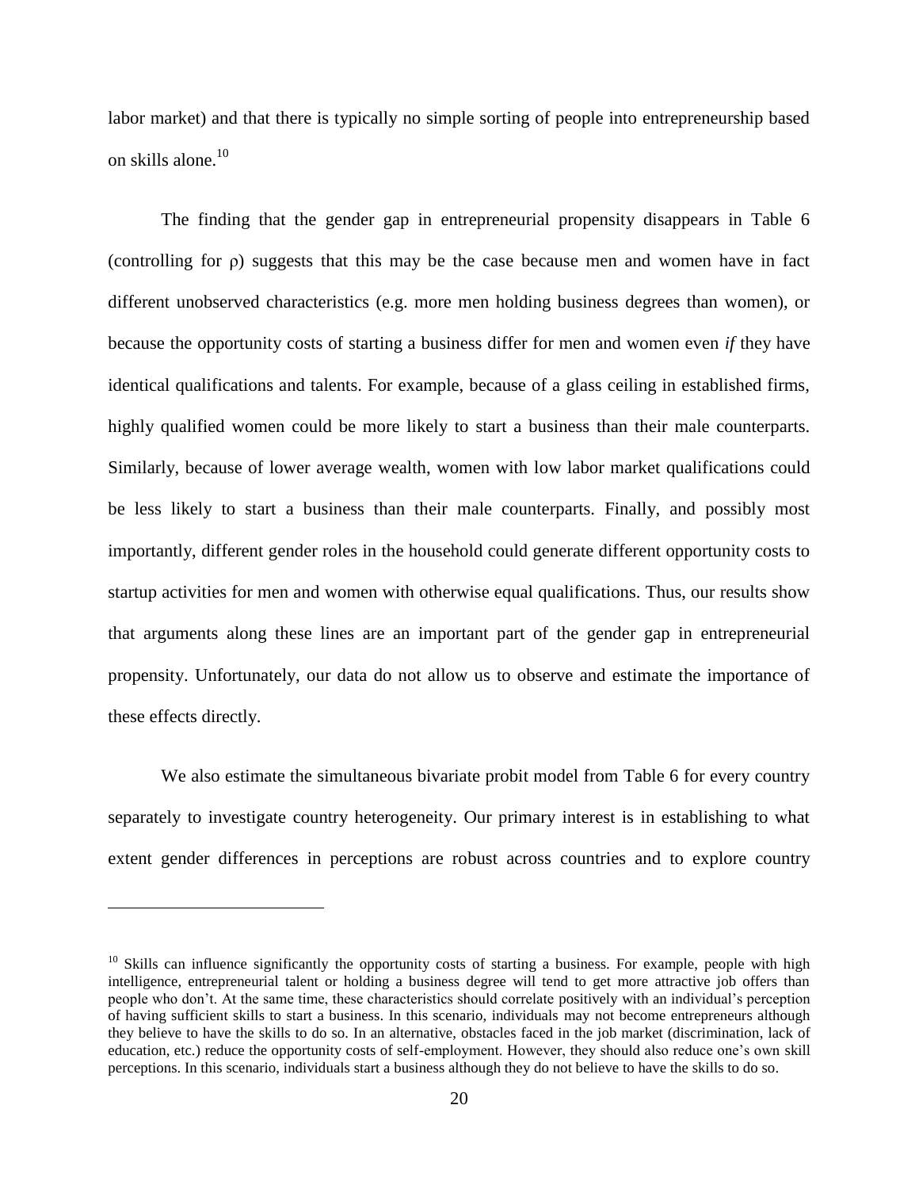labor market) and that there is typically no simple sorting of people into entrepreneurship based on skills alone.[10]

The finding that the gender gap in entrepreneurial propensity disappears in Table 6 (controlling for $\rho$) suggests that this may be the case because men and women have in fact different unobserved characteristics (e.g. more men holding business degrees than women), or because the opportunity costs of starting a business differ for men and women even *if* they have identical qualifications and talents. For example, because of a glass ceiling in established firms, highly qualified women could be more likely to start a business than their male counterparts. Similarly, because of lower average wealth, women with low labor market qualifications could be less likely to start a business than their male counterparts. Finally, and possibly most importantly, different gender roles in the household could generate different opportunity costs to startup activities for men and women with otherwise equal qualifications. Thus, our results show that arguments along these lines are an important part of the gender gap in entrepreneurial propensity. Unfortunately, our data do not allow us to observe and estimate the importance of these effects directly.

We also estimate the simultaneous bivariate probit model from Table 6 for every country separately to investigate country heterogeneity. Our primary interest is in establishing to what extent gender differences in perceptions are robust across countries and to explore country

---

[10] Skills can influence significantly the opportunity costs of starting a business. For example, people with high intelligence, entrepreneurial talent or holding a business degree will tend to get more attractive job offers than people who don't. At the same time, these characteristics should correlate positively with an individual's perception of having sufficient skills to start a business. In this scenario, individuals may not become entrepreneurs although they believe to have the skills to do so. In an alternative, obstacles faced in the job market (discrimination, lack of education, etc.) reduce the opportunity costs of self-employment. However, they should also reduce one's own skill perceptions. In this scenario, individuals start a business although they do not believe to have the skills to do so.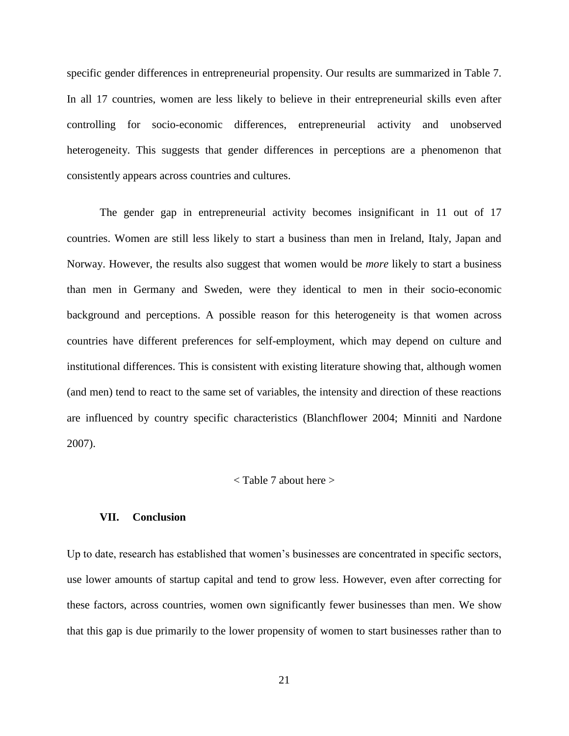specific gender differences in entrepreneurial propensity. Our results are summarized in Table 7. In all 17 countries, women are less likely to believe in their entrepreneurial skills even after controlling for socio-economic differences, entrepreneurial activity and unobserved heterogeneity. This suggests that gender differences in perceptions are a phenomenon that consistently appears across countries and cultures.

The gender gap in entrepreneurial activity becomes insignificant in 11 out of 17 countries. Women are still less likely to start a business than men in Ireland, Italy, Japan and Norway. However, the results also suggest that women would be *more* likely to start a business than men in Germany and Sweden, were they identical to men in their socio-economic background and perceptions. A possible reason for this heterogeneity is that women across countries have different preferences for self-employment, which may depend on culture and institutional differences. This is consistent with existing literature showing that, although women (and men) tend to react to the same set of variables, the intensity and direction of these reactions are influenced by country specific characteristics (Blanchflower 2004; Minniti and Nardone 2007).

< Table 7 about here >

## VII. Conclusion

Up to date, research has established that women's businesses are concentrated in specific sectors, use lower amounts of startup capital and tend to grow less. However, even after correcting for these factors, across countries, women own significantly fewer businesses than men. We show that this gap is due primarily to the lower propensity of women to start businesses rather than to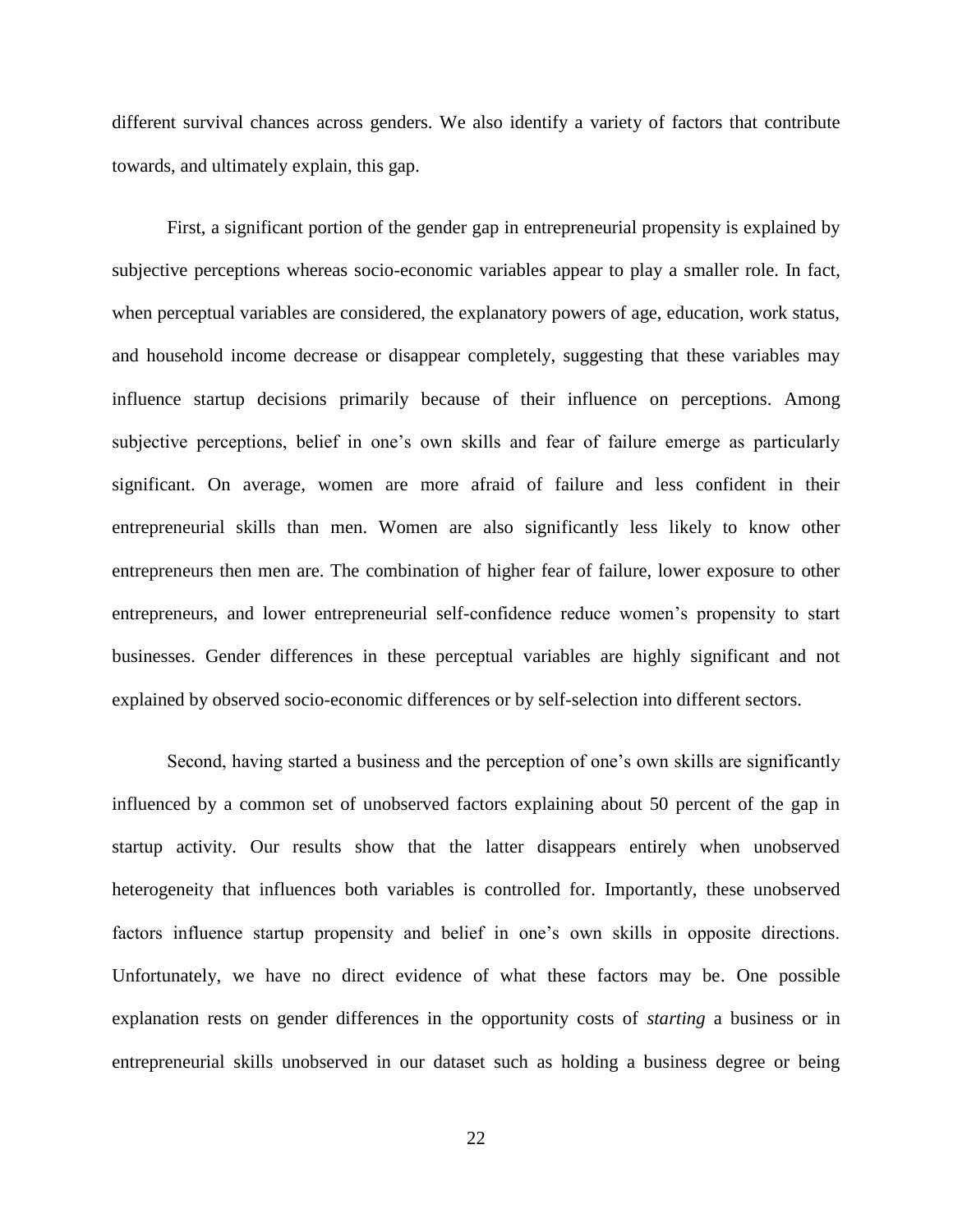different survival chances across genders. We also identify a variety of factors that contribute towards, and ultimately explain, this gap.

First, a significant portion of the gender gap in entrepreneurial propensity is explained by subjective perceptions whereas socio-economic variables appear to play a smaller role. In fact, when perceptual variables are considered, the explanatory powers of age, education, work status, and household income decrease or disappear completely, suggesting that these variables may influence startup decisions primarily because of their influence on perceptions. Among subjective perceptions, belief in one's own skills and fear of failure emerge as particularly significant. On average, women are more afraid of failure and less confident in their entrepreneurial skills than men. Women are also significantly less likely to know other entrepreneurs then men are. The combination of higher fear of failure, lower exposure to other entrepreneurs, and lower entrepreneurial self-confidence reduce women's propensity to start businesses. Gender differences in these perceptual variables are highly significant and not explained by observed socio-economic differences or by self-selection into different sectors.

Second, having started a business and the perception of one's own skills are significantly influenced by a common set of unobserved factors explaining about 50 percent of the gap in startup activity. Our results show that the latter disappears entirely when unobserved heterogeneity that influences both variables is controlled for. Importantly, these unobserved factors influence startup propensity and belief in one's own skills in opposite directions. Unfortunately, we have no direct evidence of what these factors may be. One possible explanation rests on gender differences in the opportunity costs of *starting* a business or in entrepreneurial skills unobserved in our dataset such as holding a business degree or being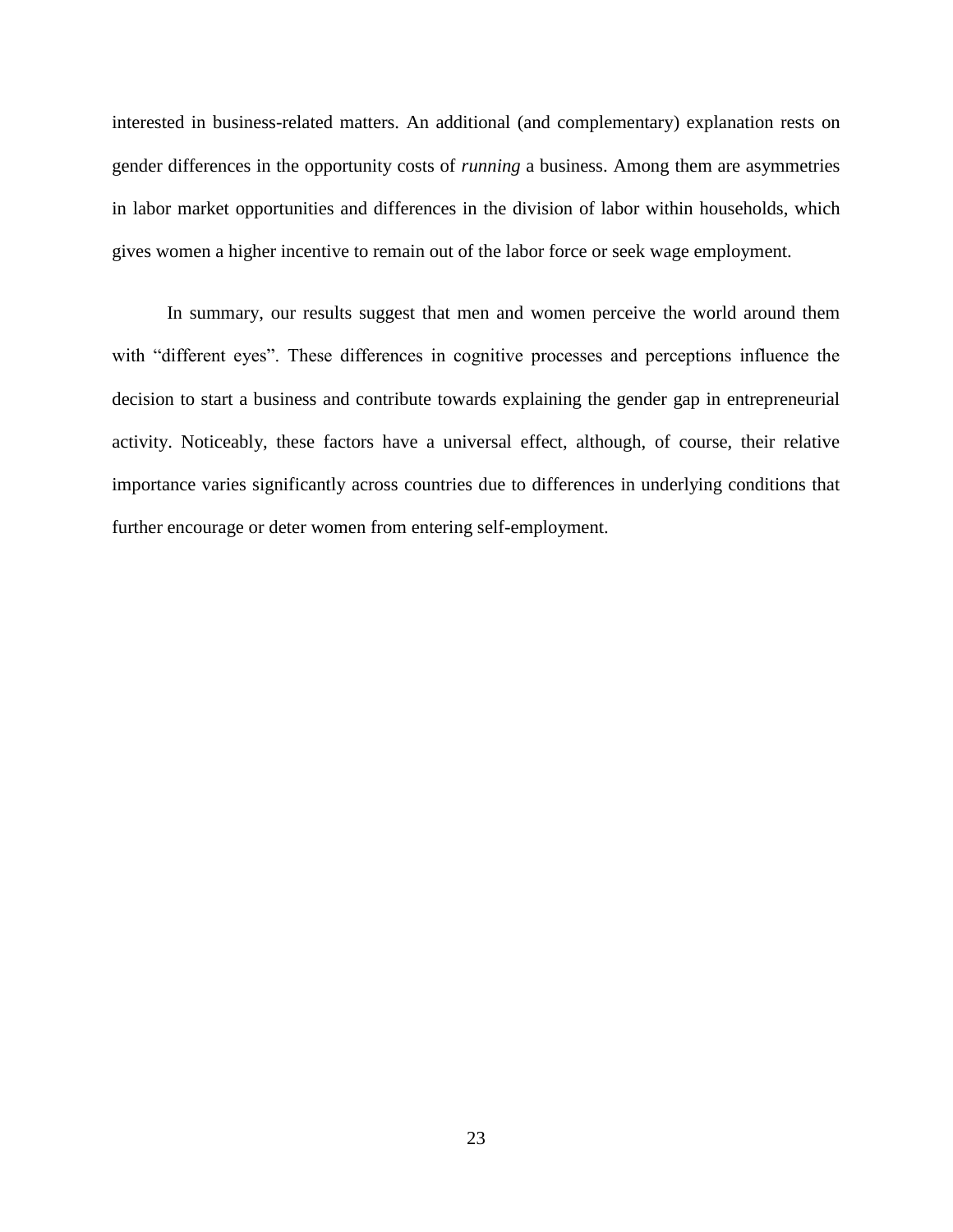interested in business-related matters. An additional (and complementary) explanation rests on gender differences in the opportunity costs of *running* a business. Among them are asymmetries in labor market opportunities and differences in the division of labor within households, which gives women a higher incentive to remain out of the labor force or seek wage employment.

In summary, our results suggest that men and women perceive the world around them with "different eyes". These differences in cognitive processes and perceptions influence the decision to start a business and contribute towards explaining the gender gap in entrepreneurial activity. Noticeably, these factors have a universal effect, although, of course, their relative importance varies significantly across countries due to differences in underlying conditions that further encourage or deter women from entering self-employment.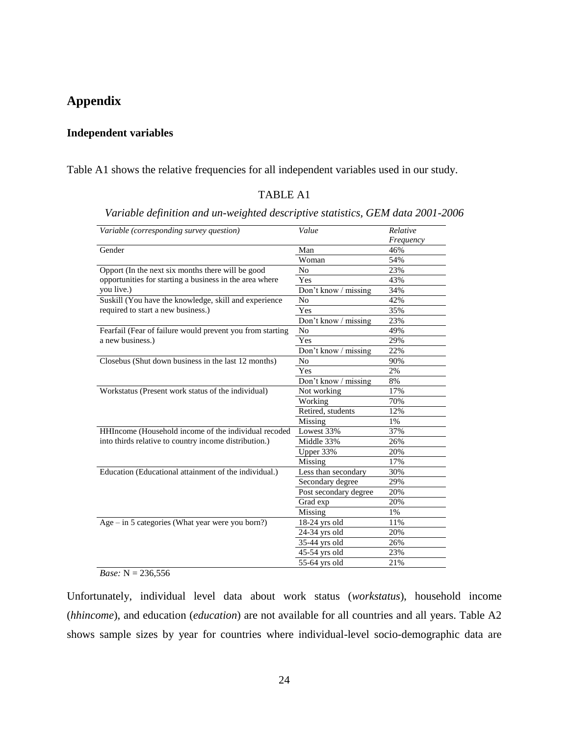# Appendix

## Independent variables

Table A1 shows the relative frequencies for all independent variables used in our study.

TABLE A1

*Variable definition and un-weighted descriptive statistics, GEM data 2001-2006*

| *Variable (corresponding survey question)* | *Value* | *Relative Frequency* |
|---|---|---|
| Gender | Man | 46% |
| | Woman | 54% |
| Opport (In the next six months there will be good opportunities for starting a business in the area where you live.) | No | 23% |
| | Yes | 43% |
| | Don't know / missing | 34% |
| Suskill (You have the knowledge, skill and experience required to start a new business.) | No | 42% |
| | Yes | 35% |
| | Don't know / missing | 23% |
| Fearfail (Fear of failure would prevent you from starting a new business.) | No | 49% |
| | Yes | 29% |
| | Don't know / missing | 22% |
| Closebus (Shut down business in the last 12 months) | No | 90% |
| | Yes | 2% |
| | Don't know / missing | 8% |
| Workstatus (Present work status of the individual) | Not working | 17% |
| | Working | 70% |
| | Retired, students | 12% |
| | Missing | 1% |
| HHIncome (Household income of the individual recoded into thirds relative to country income distribution.) | Lowest 33% | 37% |
| | Middle 33% | 26% |
| | Upper 33% | 20% |
| | Missing | 17% |
| Education (Educational attainment of the individual.) | Less than secondary | 30% |
| | Secondary degree | 29% |
| | Post secondary degree | 20% |
| | Grad exp | 20% |
| | Missing | 1% |
| Age – in 5 categories (What year were you born?) | 18-24 yrs old | 11% |
| | 24-34 yrs old | 20% |
| | 35-44 yrs old | 26% |
| | 45-54 yrs old | 23% |
| | 55-64 yrs old | 21% |

*Base:* N = 236,556

Unfortunately, individual level data about work status (*workstatus*), household income (*hhincome*), and education (*education*) are not available for all countries and all years. Table A2 shows sample sizes by year for countries where individual-level socio-demographic data are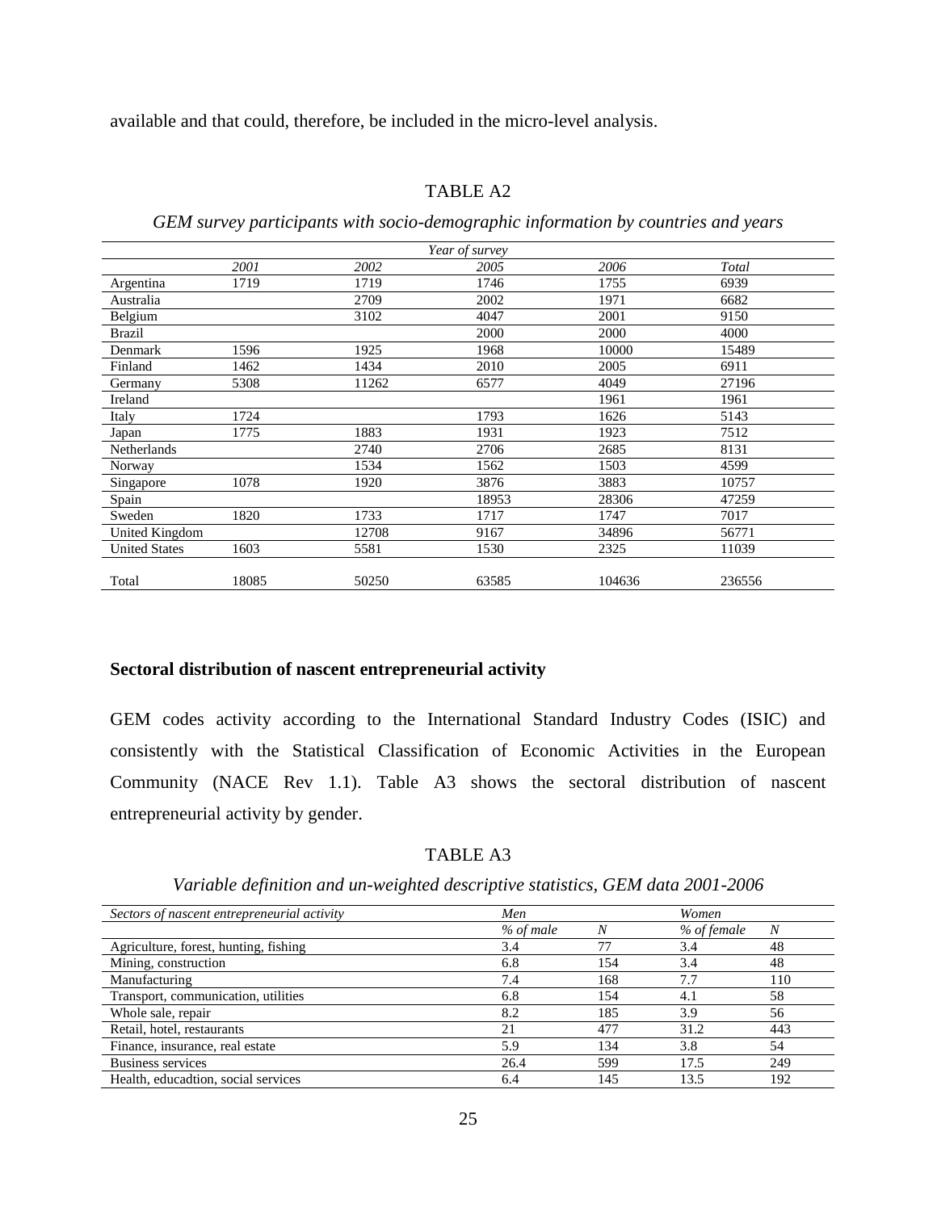available and that could, therefore, be included in the micro-level analysis.

TABLE A2

*GEM survey participants with socio-demographic information by countries and years*

| | *Year of survey* | | | | |
|---|---|---|---|---|---|
| | *2001* | *2002* | *2005* | *2006* | *Total* |
| Argentina | 1719 | 1719 | 1746 | 1755 | 6939 |
| Australia | | 2709 | 2002 | 1971 | 6682 |
| Belgium | | 3102 | 4047 | 2001 | 9150 |
| Brazil | | | 2000 | 2000 | 4000 |
| Denmark | 1596 | 1925 | 1968 | 10000 | 15489 |
| Finland | 1462 | 1434 | 2010 | 2005 | 6911 |
| Germany | 5308 | 11262 | 6577 | 4049 | 27196 |
| Ireland | | | | 1961 | 1961 |
| Italy | 1724 | | 1793 | 1626 | 5143 |
| Japan | 1775 | 1883 | 1931 | 1923 | 7512 |
| Netherlands | | 2740 | 2706 | 2685 | 8131 |
| Norway | | 1534 | 1562 | 1503 | 4599 |
| Singapore | 1078 | 1920 | 3876 | 3883 | 10757 |
| Spain | | | 18953 | 28306 | 47259 |
| Sweden | 1820 | 1733 | 1717 | 1747 | 7017 |
| United Kingdom | | 12708 | 9167 | 34896 | 56771 |
| United States | 1603 | 5581 | 1530 | 2325 | 11039 |
| Total | 18085 | 50250 | 63585 | 104636 | 236556 |

**Sectoral distribution of nascent entrepreneurial activity**

GEM codes activity according to the International Standard Industry Codes (ISIC) and consistently with the Statistical Classification of Economic Activities in the European Community (NACE Rev 1.1). Table A3 shows the sectoral distribution of nascent entrepreneurial activity by gender.

TABLE A3

*Variable definition and un-weighted descriptive statistics, GEM data 2001-2006*

| *Sectors of nascent entrepreneurial activity* | *Men* | | *Women* | |
|---|---|---|---|---|
| | *% of male* | *N* | *% of female* | *N* |
| Agriculture, forest, hunting, fishing | 3.4 | 77 | 3.4 | 48 |
| Mining, construction | 6.8 | 154 | 3.4 | 48 |
| Manufacturing | 7.4 | 168 | 7.7 | 110 |
| Transport, communication, utilities | 6.8 | 154 | 4.1 | 58 |
| Whole sale, repair | 8.2 | 185 | 3.9 | 56 |
| Retail, hotel, restaurants | 21 | 477 | 31.2 | 443 |
| Finance, insurance, real estate | 5.9 | 134 | 3.8 | 54 |
| Business services | 26.4 | 599 | 17.5 | 249 |
| Health, educadtion, social services | 6.4 | 145 | 13.5 | 192 |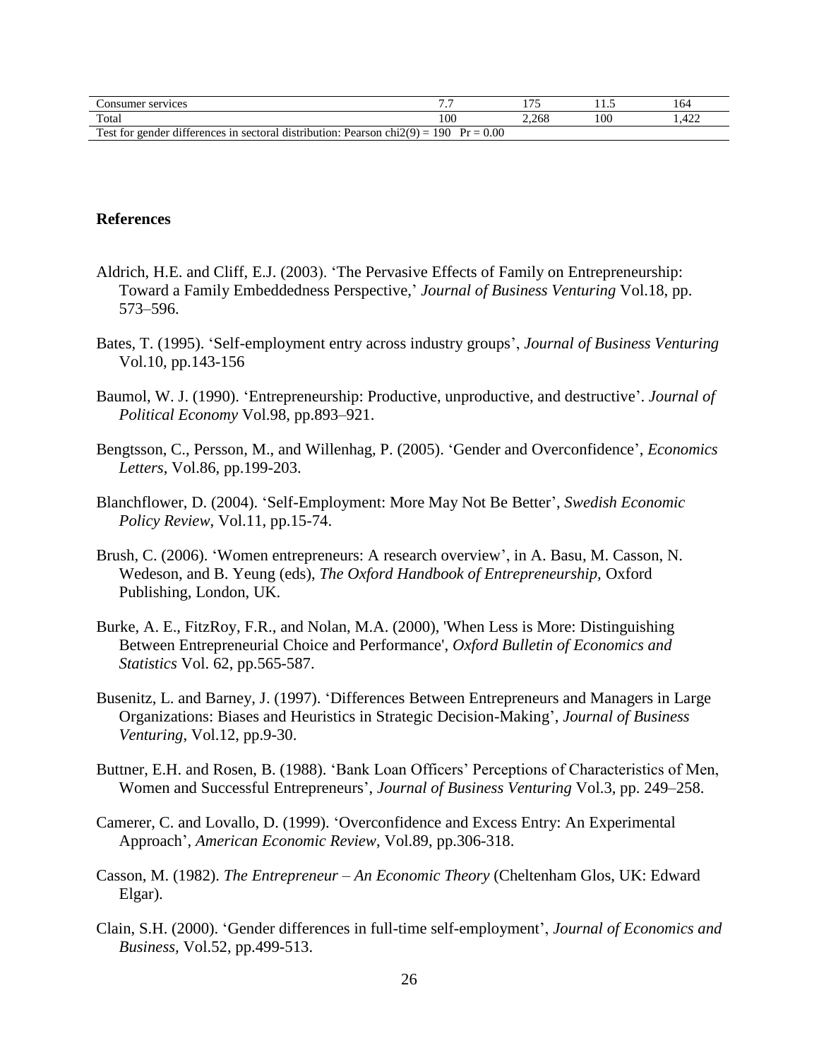| | | | | |
|---|---|---|---|---|
| Consumer services | 7.7 | 175 | 11.5 | 164 |
| Total | 100 | 2,268 | 100 | 1,422 |
| Test for gender differences in sectoral distribution: Pearson chi2(9) = 190 Pr = 0.00 | | | | |

## References

Aldrich, H.E. and Cliff, E.J. (2003). 'The Pervasive Effects of Family on Entrepreneurship: Toward a Family Embeddedness Perspective,' *Journal of Business Venturing* Vol.18, pp. 573–596.

Bates, T. (1995). 'Self-employment entry across industry groups', *Journal of Business Venturing* Vol.10, pp.143-156

Baumol, W. J. (1990). 'Entrepreneurship: Productive, unproductive, and destructive'. *Journal of Political Economy* Vol.98, pp.893–921.

Bengtsson, C., Persson, M., and Willenhag, P. (2005). 'Gender and Overconfidence', *Economics Letters*, Vol.86, pp.199-203.

Blanchflower, D. (2004). 'Self-Employment: More May Not Be Better', *Swedish Economic Policy Review*, Vol.11, pp.15-74.

Brush, C. (2006). 'Women entrepreneurs: A research overview', in A. Basu, M. Casson, N. Wedeson, and B. Yeung (eds), *The Oxford Handbook of Entrepreneurship,* Oxford Publishing, London, UK.

Burke, A. E., FitzRoy, F.R., and Nolan, M.A. (2000), 'When Less is More: Distinguishing Between Entrepreneurial Choice and Performance', *Oxford Bulletin of Economics and Statistics* Vol. 62, pp.565-587.

Busenitz, L. and Barney, J. (1997). 'Differences Between Entrepreneurs and Managers in Large Organizations: Biases and Heuristics in Strategic Decision-Making', *Journal of Business Venturing*, Vol.12, pp.9-30.

Buttner, E.H. and Rosen, B. (1988). 'Bank Loan Officers' Perceptions of Characteristics of Men, Women and Successful Entrepreneurs', *Journal of Business Venturing* Vol.3, pp. 249–258.

Camerer, C. and Lovallo, D. (1999). 'Overconfidence and Excess Entry: An Experimental Approach', *American Economic Review*, Vol.89, pp.306-318.

Casson, M. (1982). *The Entrepreneur – An Economic Theory* (Cheltenham Glos, UK: Edward Elgar).

Clain, S.H. (2000). 'Gender differences in full-time self-employment', *Journal of Economics and Business*, Vol.52, pp.499-513.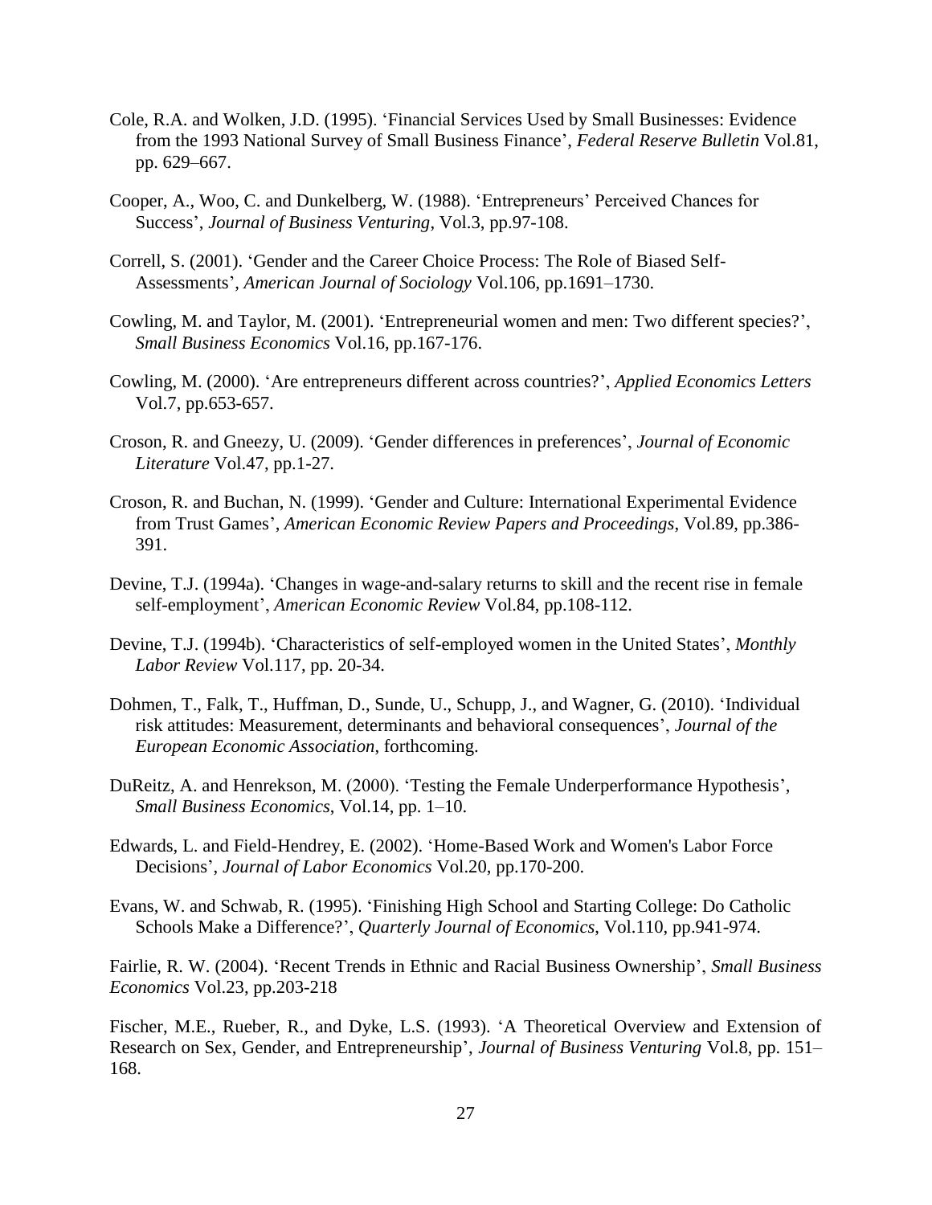Cole, R.A. and Wolken, J.D. (1995). 'Financial Services Used by Small Businesses: Evidence from the 1993 National Survey of Small Business Finance', *Federal Reserve Bulletin* Vol.81, pp. 629–667.

Cooper, A., Woo, C. and Dunkelberg, W. (1988). 'Entrepreneurs' Perceived Chances for Success', *Journal of Business Venturing*, Vol.3, pp.97-108.

Correll, S. (2001). 'Gender and the Career Choice Process: The Role of Biased Self-Assessments', *American Journal of Sociology* Vol.106, pp.1691–1730.

Cowling, M. and Taylor, M. (2001). 'Entrepreneurial women and men: Two different species?', *Small Business Economics* Vol.16, pp.167-176.

Cowling, M. (2000). 'Are entrepreneurs different across countries?', *Applied Economics Letters* Vol.7, pp.653-657.

Croson, R. and Gneezy, U. (2009). 'Gender differences in preferences', *Journal of Economic Literature* Vol.47, pp.1-27.

Croson, R. and Buchan, N. (1999). 'Gender and Culture: International Experimental Evidence from Trust Games', *American Economic Review Papers and Proceedings*, Vol.89, pp.386-391.

Devine, T.J. (1994a). 'Changes in wage-and-salary returns to skill and the recent rise in female self-employment', *American Economic Review* Vol.84, pp.108-112.

Devine, T.J. (1994b). 'Characteristics of self-employed women in the United States', *Monthly Labor Review* Vol.117, pp. 20-34.

Dohmen, T., Falk, T., Huffman, D., Sunde, U., Schupp, J., and Wagner, G. (2010). 'Individual risk attitudes: Measurement, determinants and behavioral consequences', *Journal of the European Economic Association*, forthcoming.

DuReitz, A. and Henrekson, M. (2000). 'Testing the Female Underperformance Hypothesis', *Small Business Economics*, Vol.14, pp. 1–10.

Edwards, L. and Field-Hendrey, E. (2002). 'Home-Based Work and Women's Labor Force Decisions', *Journal of Labor Economics* Vol.20, pp.170-200.

Evans, W. and Schwab, R. (1995). 'Finishing High School and Starting College: Do Catholic Schools Make a Difference?', *Quarterly Journal of Economics*, Vol.110, pp.941-974.

Fairlie, R. W. (2004). 'Recent Trends in Ethnic and Racial Business Ownership', *Small Business Economics* Vol.23, pp.203-218

Fischer, M.E., Rueber, R., and Dyke, L.S. (1993). 'A Theoretical Overview and Extension of Research on Sex, Gender, and Entrepreneurship', *Journal of Business Venturing* Vol.8, pp. 151–168.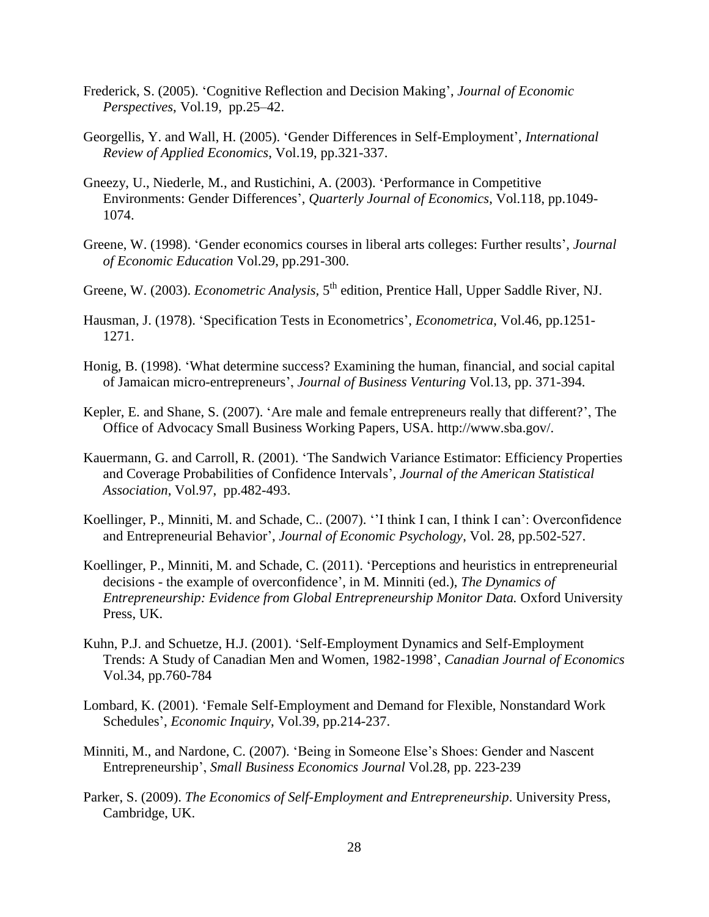Frederick, S. (2005). 'Cognitive Reflection and Decision Making', *Journal of Economic Perspectives*, Vol.19, pp.25–42.

Georgellis, Y. and Wall, H. (2005). 'Gender Differences in Self-Employment', *International Review of Applied Economics*, Vol.19, pp.321-337.

Gneezy, U., Niederle, M., and Rustichini, A. (2003). 'Performance in Competitive Environments: Gender Differences', *Quarterly Journal of Economics*, Vol.118, pp.1049-1074.

Greene, W. (1998). 'Gender economics courses in liberal arts colleges: Further results', *Journal of Economic Education* Vol.29, pp.291-300.

Greene, W. (2003). *Econometric Analysis*, 5th edition, Prentice Hall, Upper Saddle River, NJ.

Hausman, J. (1978). 'Specification Tests in Econometrics', *Econometrica*, Vol.46, pp.1251-1271.

Honig, B. (1998). 'What determine success? Examining the human, financial, and social capital of Jamaican micro-entrepreneurs', *Journal of Business Venturing* Vol.13, pp. 371-394.

Kepler, E. and Shane, S. (2007). 'Are male and female entrepreneurs really that different?', The Office of Advocacy Small Business Working Papers, USA. http://www.sba.gov/.

Kauermann, G. and Carroll, R. (2001). 'The Sandwich Variance Estimator: Efficiency Properties and Coverage Probabilities of Confidence Intervals', *Journal of the American Statistical Association*, Vol.97, pp.482-493.

Koellinger, P., Minniti, M. and Schade, C.. (2007). ''I think I can, I think I can': Overconfidence and Entrepreneurial Behavior', *Journal of Economic Psychology*, Vol. 28, pp.502-527.

Koellinger, P., Minniti, M. and Schade, C. (2011). 'Perceptions and heuristics in entrepreneurial decisions - the example of overconfidence', in M. Minniti (ed.), *The Dynamics of Entrepreneurship: Evidence from Global Entrepreneurship Monitor Data.* Oxford University Press, UK.

Kuhn, P.J. and Schuetze, H.J. (2001). 'Self-Employment Dynamics and Self-Employment Trends: A Study of Canadian Men and Women, 1982-1998', *Canadian Journal of Economics* Vol.34, pp.760-784

Lombard, K. (2001). 'Female Self-Employment and Demand for Flexible, Nonstandard Work Schedules', *Economic Inquiry*, Vol.39, pp.214-237.

Minniti, M., and Nardone, C. (2007). 'Being in Someone Else's Shoes: Gender and Nascent Entrepreneurship', *Small Business Economics Journal* Vol.28, pp. 223-239

Parker, S. (2009). *The Economics of Self-Employment and Entrepreneurship*. University Press, Cambridge, UK.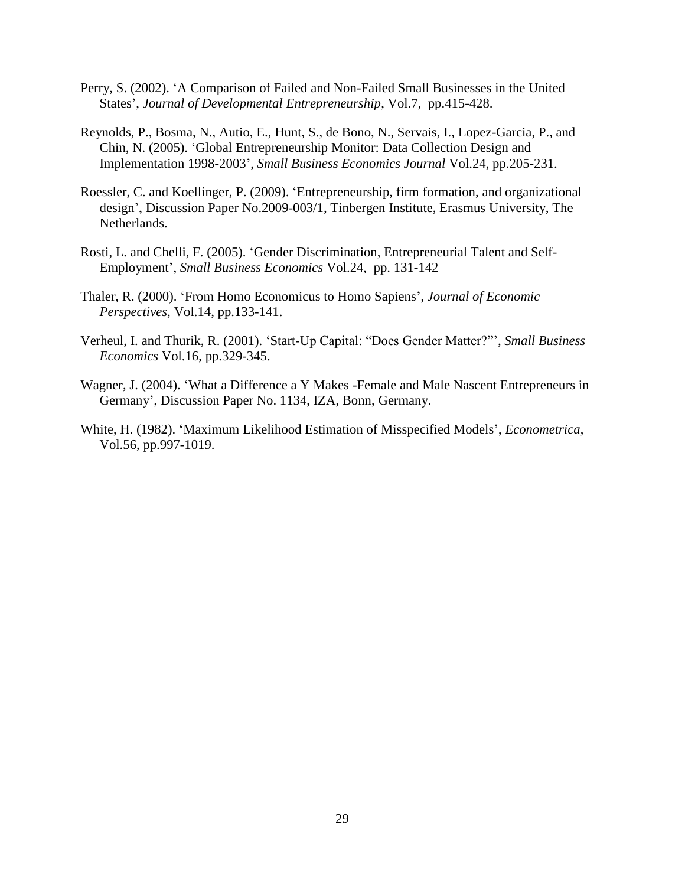Perry, S. (2002). 'A Comparison of Failed and Non-Failed Small Businesses in the United States', *Journal of Developmental Entrepreneurship*, Vol.7, pp.415-428.

Reynolds, P., Bosma, N., Autio, E., Hunt, S., de Bono, N., Servais, I., Lopez-Garcia, P., and Chin, N. (2005). 'Global Entrepreneurship Monitor: Data Collection Design and Implementation 1998-2003', *Small Business Economics Journal* Vol.24, pp.205-231.

Roessler, C. and Koellinger, P. (2009). 'Entrepreneurship, firm formation, and organizational design', Discussion Paper No.2009-003/1, Tinbergen Institute, Erasmus University, The Netherlands.

Rosti, L. and Chelli, F. (2005). 'Gender Discrimination, Entrepreneurial Talent and Self-Employment', *Small Business Economics* Vol.24, pp. 131-142

Thaler, R. (2000). 'From Homo Economicus to Homo Sapiens', *Journal of Economic Perspectives*, Vol.14, pp.133-141.

Verheul, I. and Thurik, R. (2001). 'Start-Up Capital: "Does Gender Matter?"', *Small Business Economics* Vol.16, pp.329-345.

Wagner, J. (2004). 'What a Difference a Y Makes -Female and Male Nascent Entrepreneurs in Germany', Discussion Paper No. 1134, IZA, Bonn, Germany.

White, H. (1982). 'Maximum Likelihood Estimation of Misspecified Models', *Econometrica*, Vol.56, pp.997-1019.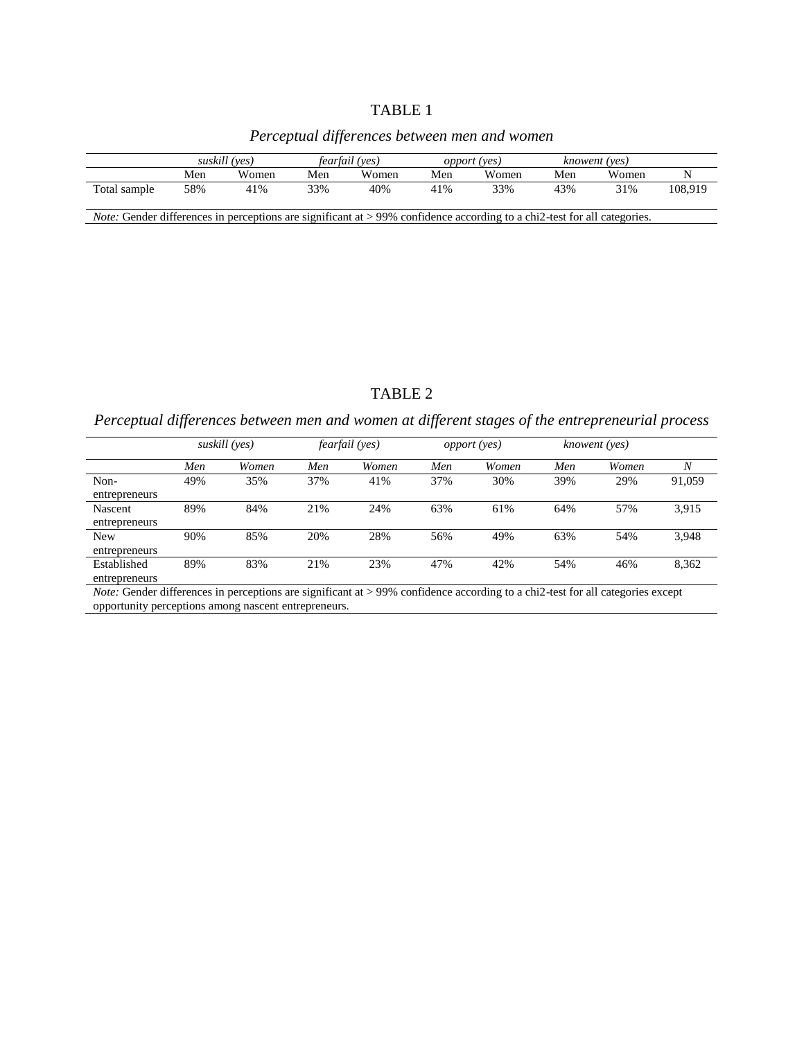TABLE 1

*Perceptual differences between men and women*

| | *suskill (yes)* | | *fearfail (yes)* | | *opport (yes)* | | *knowent (yes)* | | |
|---|---|---|---|---|---|---|---|---|---|
| | Men | Women | Men | Women | Men | Women | Men | Women | N |
| Total sample | 58% | 41% | 33% | 40% | 41% | 33% | 43% | 31% | 108,919 |

*Note:* Gender differences in perceptions are significant at > 99% confidence according to a chi2-test for all categories.

TABLE 2

*Perceptual differences between men and women at different stages of the entrepreneurial process*

| | *suskill (yes)* | | *fearfail (yes)* | | *opport (yes)* | | *knowent (yes)* | | |
|---|---|---|---|---|---|---|---|---|---|
| | *Men* | *Women* | *Men* | *Women* | *Men* | *Women* | *Men* | *Women* | *N* |
| Non-entrepreneurs | 49% | 35% | 37% | 41% | 37% | 30% | 39% | 29% | 91,059 |
| Nascent entrepreneurs | 89% | 84% | 21% | 24% | 63% | 61% | 64% | 57% | 3,915 |
| New entrepreneurs | 90% | 85% | 20% | 28% | 56% | 49% | 63% | 54% | 3,948 |
| Established entrepreneurs | 89% | 83% | 21% | 23% | 47% | 42% | 54% | 46% | 8,362 |

*Note:* Gender differences in perceptions are significant at > 99% confidence according to a chi2-test for all categories except opportunity perceptions among nascent entrepreneurs.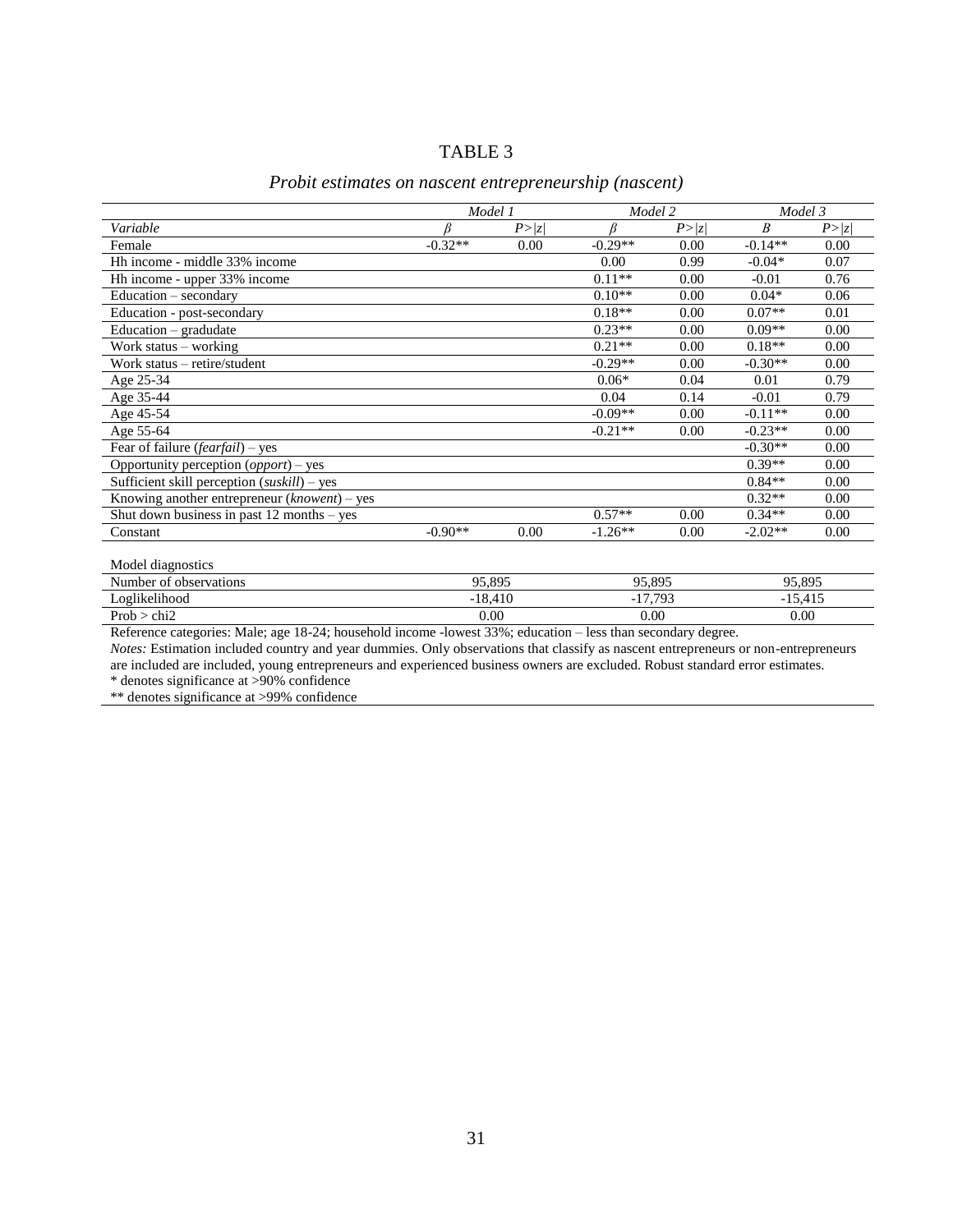TABLE 3

*Probit estimates on nascent entrepreneurship (nascent)*

| | *Model 1* | | *Model 2* | | *Model 3* | |
|---|---|---|---|---|---|---|
| *Variable* | *β* | *P>\|z\|* | *β* | *P>\|z\|* | *Β* | *P>\|z\|* |
| Female | -0.32** | 0.00 | -0.29** | 0.00 | -0.14** | 0.00 |
| Hh income - middle 33% income | | | 0.00 | 0.99 | -0.04* | 0.07 |
| Hh income - upper 33% income | | | 0.11** | 0.00 | -0.01 | 0.76 |
| Education – secondary | | | 0.10** | 0.00 | 0.04* | 0.06 |
| Education - post-secondary | | | 0.18** | 0.00 | 0.07** | 0.01 |
| Education – gradudate | | | 0.23** | 0.00 | 0.09** | 0.00 |
| Work status – working | | | 0.21** | 0.00 | 0.18** | 0.00 |
| Work status – retire/student | | | -0.29** | 0.00 | -0.30** | 0.00 |
| Age 25-34 | | | 0.06* | 0.04 | 0.01 | 0.79 |
| Age 35-44 | | | 0.04 | 0.14 | -0.01 | 0.79 |
| Age 45-54 | | | -0.09** | 0.00 | -0.11** | 0.00 |
| Age 55-64 | | | -0.21** | 0.00 | -0.23** | 0.00 |
| Fear of failure (*fearfail*) – yes | | | | | -0.30** | 0.00 |
| Opportunity perception (*opport*) – yes | | | | | 0.39** | 0.00 |
| Sufficient skill perception (*suskill*) – yes | | | | | 0.84** | 0.00 |
| Knowing another entrepreneur (*knowent*) – yes | | | | | 0.32** | 0.00 |
| Shut down business in past 12 months – yes | | | 0.57** | 0.00 | 0.34** | 0.00 |
| Constant | -0.90** | 0.00 | -1.26** | 0.00 | -2.02** | 0.00 |
| | | | | | | |
| Model diagnostics | | | | | | |
| Number of observations | 95,895 | | 95,895 | | 95,895 | |
| Loglikelihood | -18,410 | | -17,793 | | -15,415 | |
| Prob > chi2 | 0.00 | | 0.00 | | 0.00 | |

Reference categories: Male; age 18-24; household income -lowest 33%; education – less than secondary degree.

*Notes:* Estimation included country and year dummies. Only observations that classify as nascent entrepreneurs or non-entrepreneurs are included are included, young entrepreneurs and experienced business owners are excluded. Robust standard error estimates.

\* denotes significance at >90% confidence

** denotes significance at >99% confidence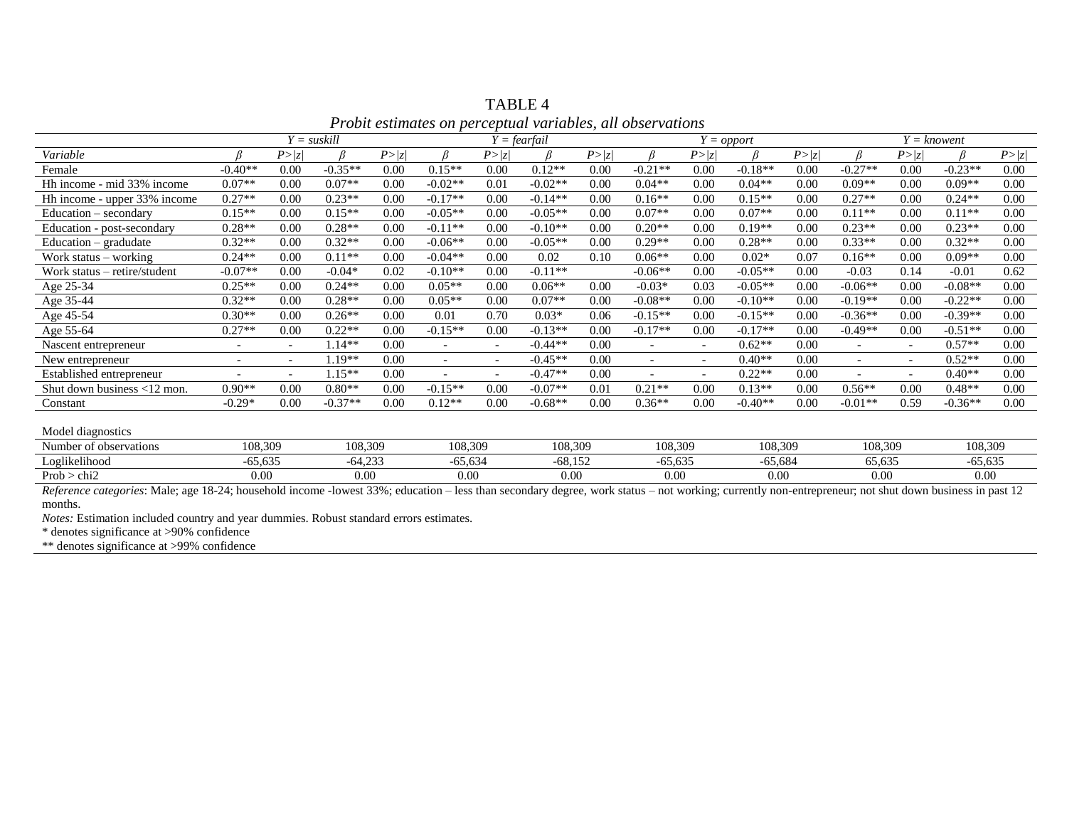# TABLE 4

*Probit estimates on perceptual variables, all observations*

| | $Y$ = *suskill* | | | | $Y$ = *fearfail* | | | | $Y$ = *opport* | | | | $Y$ = *knowent* | | | |
|---|---|---|---|---|---|---|---|---|---|---|---|---|---|---|---|---|
| *Variable* | $\beta$ | $P>\|z\|$ | $\beta$ | $P>\|z\|$ | $\beta$ | $P>\|z\|$ | $\beta$ | $P>\|z\|$ | $\beta$ | $P>\|z\|$ | $\beta$ | $P>\|z\|$ | $\beta$ | $P>\|z\|$ | $\beta$ | $P>\|z\|$ |
| Female | -0.40** | 0.00 | -0.35** | 0.00 | 0.15** | 0.00 | 0.12** | 0.00 | -0.21** | 0.00 | -0.18** | 0.00 | -0.27** | 0.00 | -0.23** | 0.00 |
| Hh income - mid 33% income | 0.07** | 0.00 | 0.07** | 0.00 | -0.02** | 0.01 | -0.02** | 0.00 | 0.04** | 0.00 | 0.04** | 0.00 | 0.09** | 0.00 | 0.09** | 0.00 |
| Hh income - upper 33% income | 0.27** | 0.00 | 0.23** | 0.00 | -0.17** | 0.00 | -0.14** | 0.00 | 0.16** | 0.00 | 0.15** | 0.00 | 0.27** | 0.00 | 0.24** | 0.00 |
| Education – secondary | 0.15** | 0.00 | 0.15** | 0.00 | -0.05** | 0.00 | -0.05** | 0.00 | 0.07** | 0.00 | 0.07** | 0.00 | 0.11** | 0.00 | 0.11** | 0.00 |
| Education - post-secondary | 0.28** | 0.00 | 0.28** | 0.00 | -0.11** | 0.00 | -0.10** | 0.00 | 0.20** | 0.00 | 0.19** | 0.00 | 0.23** | 0.00 | 0.23** | 0.00 |
| Education – gradudate | 0.32** | 0.00 | 0.32** | 0.00 | -0.06** | 0.00 | -0.05** | 0.00 | 0.29** | 0.00 | 0.28** | 0.00 | 0.33** | 0.00 | 0.32** | 0.00 |
| Work status – working | 0.24** | 0.00 | 0.11** | 0.00 | -0.04** | 0.00 | 0.02 | 0.10 | 0.06** | 0.00 | 0.02* | 0.07 | 0.16** | 0.00 | 0.09** | 0.00 |
| Work status – retire/student | -0.07** | 0.00 | -0.04* | 0.02 | -0.10** | 0.00 | -0.11** | | -0.06** | 0.00 | -0.05** | 0.00 | -0.03 | 0.14 | -0.01 | 0.62 |
| Age 25-34 | 0.25** | 0.00 | 0.24** | 0.00 | 0.05** | 0.00 | 0.06** | 0.00 | -0.03* | 0.03 | -0.05** | 0.00 | -0.06** | 0.00 | -0.08** | 0.00 |
| Age 35-44 | 0.32** | 0.00 | 0.28** | 0.00 | 0.05** | 0.00 | 0.07** | 0.00 | -0.08** | 0.00 | -0.10** | 0.00 | -0.19** | 0.00 | -0.22** | 0.00 |
| Age 45-54 | 0.30** | 0.00 | 0.26** | 0.00 | 0.01 | 0.70 | 0.03* | 0.06 | -0.15** | 0.00 | -0.15** | 0.00 | -0.36** | 0.00 | -0.39** | 0.00 |
| Age 55-64 | 0.27** | 0.00 | 0.22** | 0.00 | -0.15** | 0.00 | -0.13** | 0.00 | -0.17** | 0.00 | -0.17** | 0.00 | -0.49** | 0.00 | -0.51** | 0.00 |
| Nascent entrepreneur | - | - | 1.14** | 0.00 | - | - | -0.44** | 0.00 | - | - | 0.62** | 0.00 | - | - | 0.57** | 0.00 |
| New entrepreneur | - | - | 1.19** | 0.00 | - | - | -0.45** | 0.00 | - | - | 0.40** | 0.00 | - | - | 0.52** | 0.00 |
| Established entrepreneur | - | - | 1.15** | 0.00 | - | - | -0.47** | 0.00 | - | - | 0.22** | 0.00 | - | - | 0.40** | 0.00 |
| Shut down business <12 mon. | 0.90** | 0.00 | 0.80** | 0.00 | -0.15** | 0.00 | -0.07** | 0.01 | 0.21** | 0.00 | 0.13** | 0.00 | 0.56** | 0.00 | 0.48** | 0.00 |
| Constant | -0.29* | 0.00 | -0.37** | 0.00 | 0.12** | 0.00 | -0.68** | 0.00 | 0.36** | 0.00 | -0.40** | 0.00 | -0.01** | 0.59 | -0.36** | 0.00 |
| | | | | | | | | | | | | | | | | |
| Model diagnostics | | | | | | | | | | | | | | | | |
| Number of observations | 108,309 | | 108,309 | | 108,309 | | 108,309 | | 108,309 | | 108,309 | | 108,309 | | 108,309 | |
| Loglikelihood | -65,635 | | -64,233 | | -65,634 | | -68,152 | | -65,635 | | -65,684 | | 65,635 | | -65,635 | |
| Prob > chi2 | 0.00 | | 0.00 | | 0.00 | | 0.00 | | 0.00 | | 0.00 | | 0.00 | | 0.00 | |

*Reference categories*: Male; age 18-24; household income -lowest 33%; education – less than secondary degree, work status – not working; currently non-entrepreneur; not shut down business in past 12 months.

*Notes:* Estimation included country and year dummies. Robust standard errors estimates.

\* denotes significance at >90% confidence

\*\* denotes significance at >99% confidence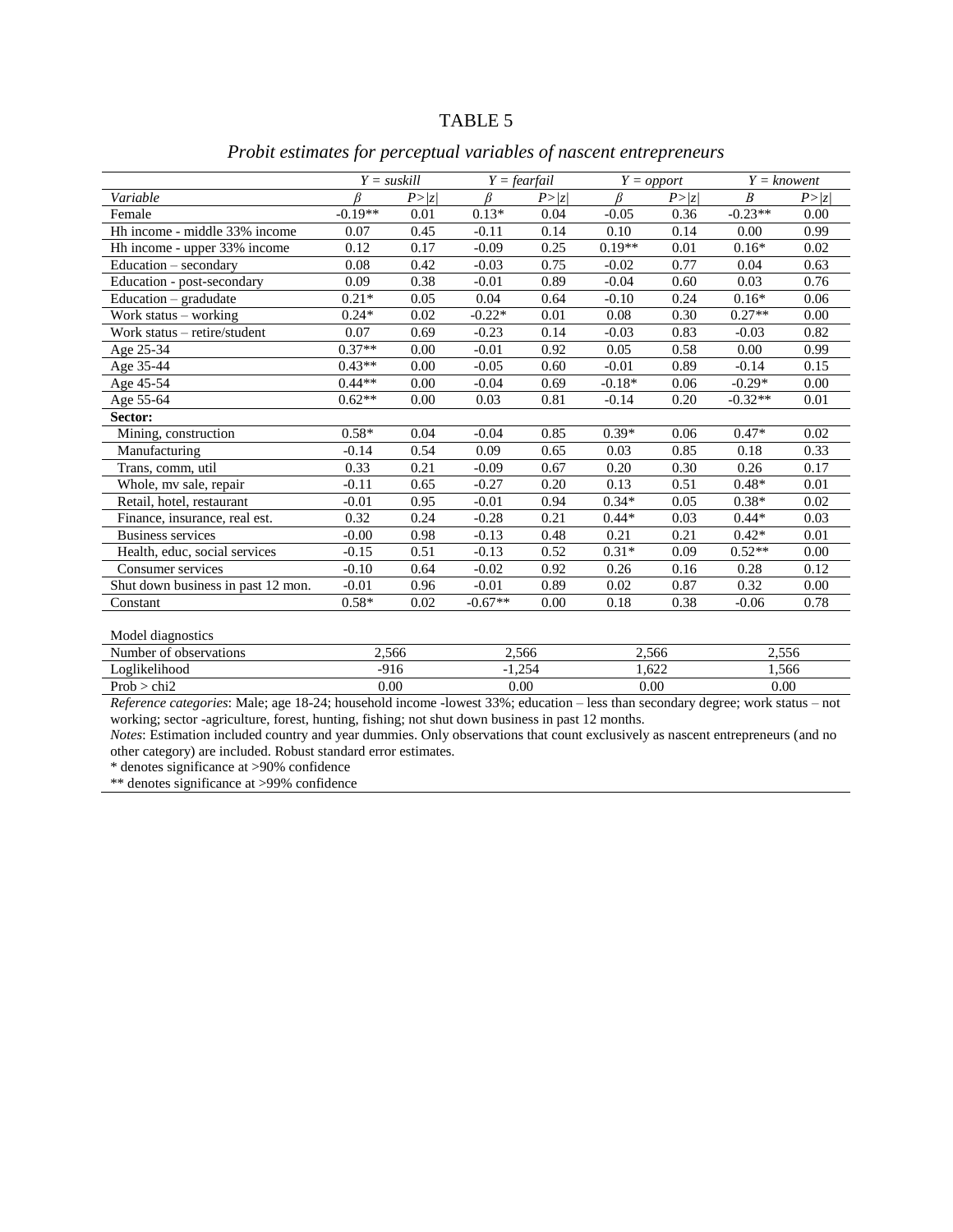TABLE 5

*Probit estimates for perceptual variables of nascent entrepreneurs*

| | *Y = suskill* | | *Y = fearfail* | | *Y = opport* | | *Y = knowent* | |
|---|---|---|---|---|---|---|---|---|
| *Variable* | *β* | *P>\|z\|* | *β* | *P>\|z\|* | *β* | *P>\|z\|* | *Β* | *P>\|z\|* |
| Female | -0.19** | 0.01 | 0.13* | 0.04 | -0.05 | 0.36 | -0.23** | 0.00 |
| Hh income - middle 33% income | 0.07 | 0.45 | -0.11 | 0.14 | 0.10 | 0.14 | 0.00 | 0.99 |
| Hh income - upper 33% income | 0.12 | 0.17 | -0.09 | 0.25 | 0.19** | 0.01 | 0.16* | 0.02 |
| Education – secondary | 0.08 | 0.42 | -0.03 | 0.75 | -0.02 | 0.77 | 0.04 | 0.63 |
| Education - post-secondary | 0.09 | 0.38 | -0.01 | 0.89 | -0.04 | 0.60 | 0.03 | 0.76 |
| Education – gradudate | 0.21* | 0.05 | 0.04 | 0.64 | -0.10 | 0.24 | 0.16* | 0.06 |
| Work status – working | 0.24* | 0.02 | -0.22* | 0.01 | 0.08 | 0.30 | 0.27** | 0.00 |
| Work status – retire/student | 0.07 | 0.69 | -0.23 | 0.14 | -0.03 | 0.83 | -0.03 | 0.82 |
| Age 25-34 | 0.37** | 0.00 | -0.01 | 0.92 | 0.05 | 0.58 | 0.00 | 0.99 |
| Age 35-44 | 0.43** | 0.00 | -0.05 | 0.60 | -0.01 | 0.89 | -0.14 | 0.15 |
| Age 45-54 | 0.44** | 0.00 | -0.04 | 0.69 | -0.18* | 0.06 | -0.29* | 0.00 |
| Age 55-64 | 0.62** | 0.00 | 0.03 | 0.81 | -0.14 | 0.20 | -0.32** | 0.01 |
| **Sector:** | | | | | | | | |
| Mining, construction | 0.58* | 0.04 | -0.04 | 0.85 | 0.39* | 0.06 | 0.47* | 0.02 |
| Manufacturing | -0.14 | 0.54 | 0.09 | 0.65 | 0.03 | 0.85 | 0.18 | 0.33 |
| Trans, comm, util | 0.33 | 0.21 | -0.09 | 0.67 | 0.20 | 0.30 | 0.26 | 0.17 |
| Whole, mv sale, repair | -0.11 | 0.65 | -0.27 | 0.20 | 0.13 | 0.51 | 0.48* | 0.01 |
| Retail, hotel, restaurant | -0.01 | 0.95 | -0.01 | 0.94 | 0.34* | 0.05 | 0.38* | 0.02 |
| Finance, insurance, real est. | 0.32 | 0.24 | -0.28 | 0.21 | 0.44* | 0.03 | 0.44* | 0.03 |
| Business services | -0.00 | 0.98 | -0.13 | 0.48 | 0.21 | 0.21 | 0.42* | 0.01 |
| Health, educ, social services | -0.15 | 0.51 | -0.13 | 0.52 | 0.31* | 0.09 | 0.52** | 0.00 |
| Consumer services | -0.10 | 0.64 | -0.02 | 0.92 | 0.26 | 0.16 | 0.28 | 0.12 |
| Shut down business in past 12 mon. | -0.01 | 0.96 | -0.01 | 0.89 | 0.02 | 0.87 | 0.32 | 0.00 |
| Constant | 0.58* | 0.02 | -0.67** | 0.00 | 0.18 | 0.38 | -0.06 | 0.78 |

| Model diagnostics | | | | |
|---|---|---|---|---|
| Number of observations | 2,566 | 2,566 | 2,566 | 2,556 |
| Loglikelihood | -916 | -1,254 | 1,622 | 1,566 |
| Prob > chi2 | 0.00 | 0.00 | 0.00 | 0.00 |

*Reference categories*: Male; age 18-24; household income -lowest 33%; education – less than secondary degree; work status – not working; sector -agriculture, forest, hunting, fishing; not shut down business in past 12 months.

*Notes*: Estimation included country and year dummies. Only observations that count exclusively as nascent entrepreneurs (and no other category) are included. Robust standard error estimates.

* denotes significance at >90% confidence

** denotes significance at >99% confidence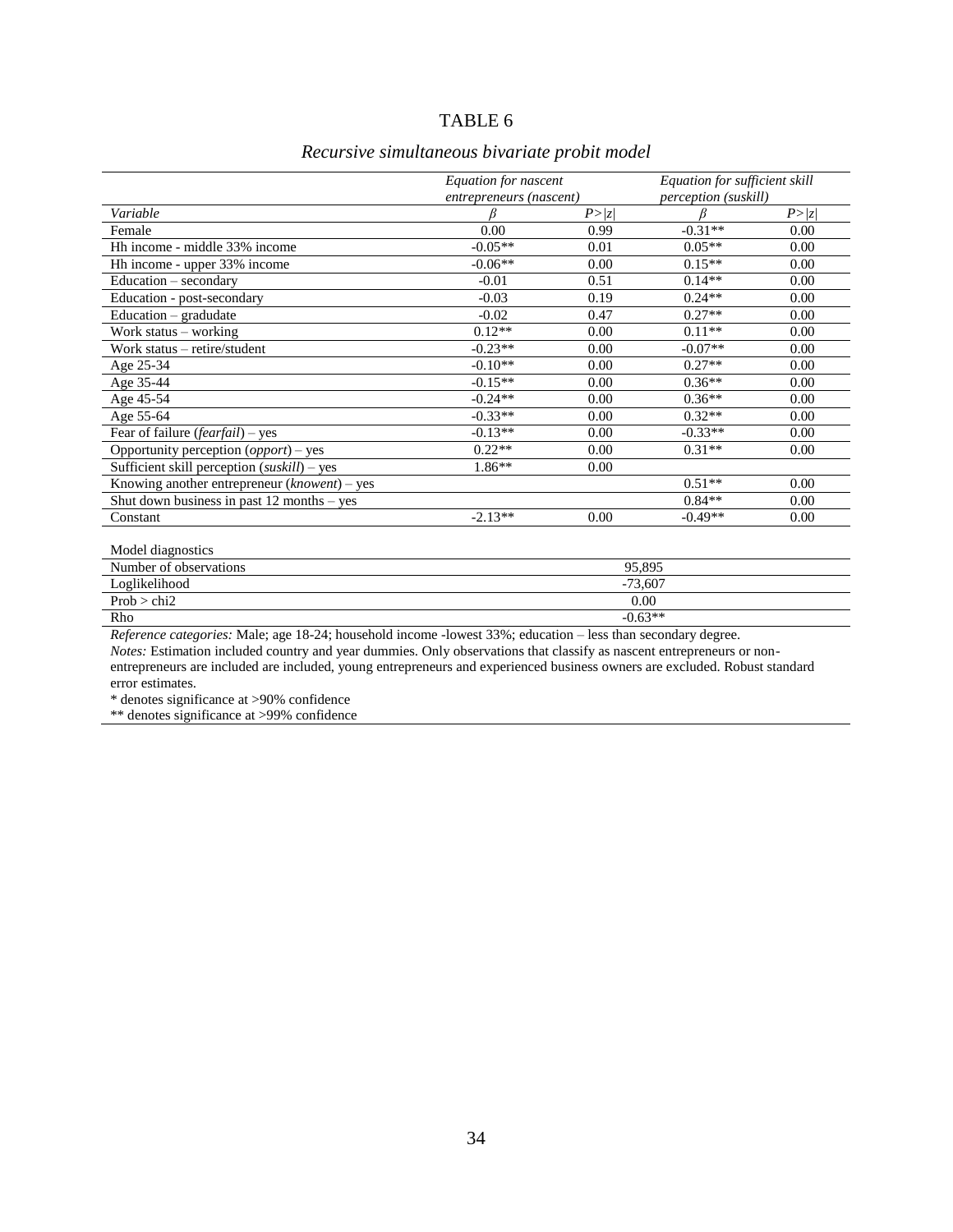TABLE 6

*Recursive simultaneous bivariate probit model*

| | *Equation for nascent entrepreneurs (nascent)* | | *Equation for sufficient skill perception (suskill)* | |
|---|---|---|---|---|
| *Variable* | *β* | *P>\|z\|* | *β* | *P>\|z\|* |
| Female | 0.00 | 0.99 | -0.31** | 0.00 |
| Hh income - middle 33% income | -0.05** | 0.01 | 0.05** | 0.00 |
| Hh income - upper 33% income | -0.06** | 0.00 | 0.15** | 0.00 |
| Education – secondary | -0.01 | 0.51 | 0.14** | 0.00 |
| Education - post-secondary | -0.03 | 0.19 | 0.24** | 0.00 |
| Education – gradudate | -0.02 | 0.47 | 0.27** | 0.00 |
| Work status – working | 0.12** | 0.00 | 0.11** | 0.00 |
| Work status – retire/student | -0.23** | 0.00 | -0.07** | 0.00 |
| Age 25-34 | -0.10** | 0.00 | 0.27** | 0.00 |
| Age 35-44 | -0.15** | 0.00 | 0.36** | 0.00 |
| Age 45-54 | -0.24** | 0.00 | 0.36** | 0.00 |
| Age 55-64 | -0.33** | 0.00 | 0.32** | 0.00 |
| Fear of failure (*fearfail*) – yes | -0.13** | 0.00 | -0.33** | 0.00 |
| Opportunity perception (*opport*) – yes | 0.22** | 0.00 | 0.31** | 0.00 |
| Sufficient skill perception (*suskill*) – yes | 1.86** | 0.00 | | |
| Knowing another entrepreneur (*knowent*) – yes | | | 0.51** | 0.00 |
| Shut down business in past 12 months – yes | | | 0.84** | 0.00 |
| Constant | -2.13** | 0.00 | -0.49** | 0.00 |

| Model diagnostics | |
|---|---|
| Number of observations | 95,895 |
| Loglikelihood | -73,607 |
| Prob > chi2 | 0.00 |
| Rho | -0.63** |

*Reference categories:* Male; age 18-24; household income -lowest 33%; education – less than secondary degree.
*Notes:* Estimation included country and year dummies. Only observations that classify as nascent entrepreneurs or non-entrepreneurs are included are included, young entrepreneurs and experienced business owners are excluded. Robust standard error estimates.
* denotes significance at >90% confidence
** denotes significance at >99% confidence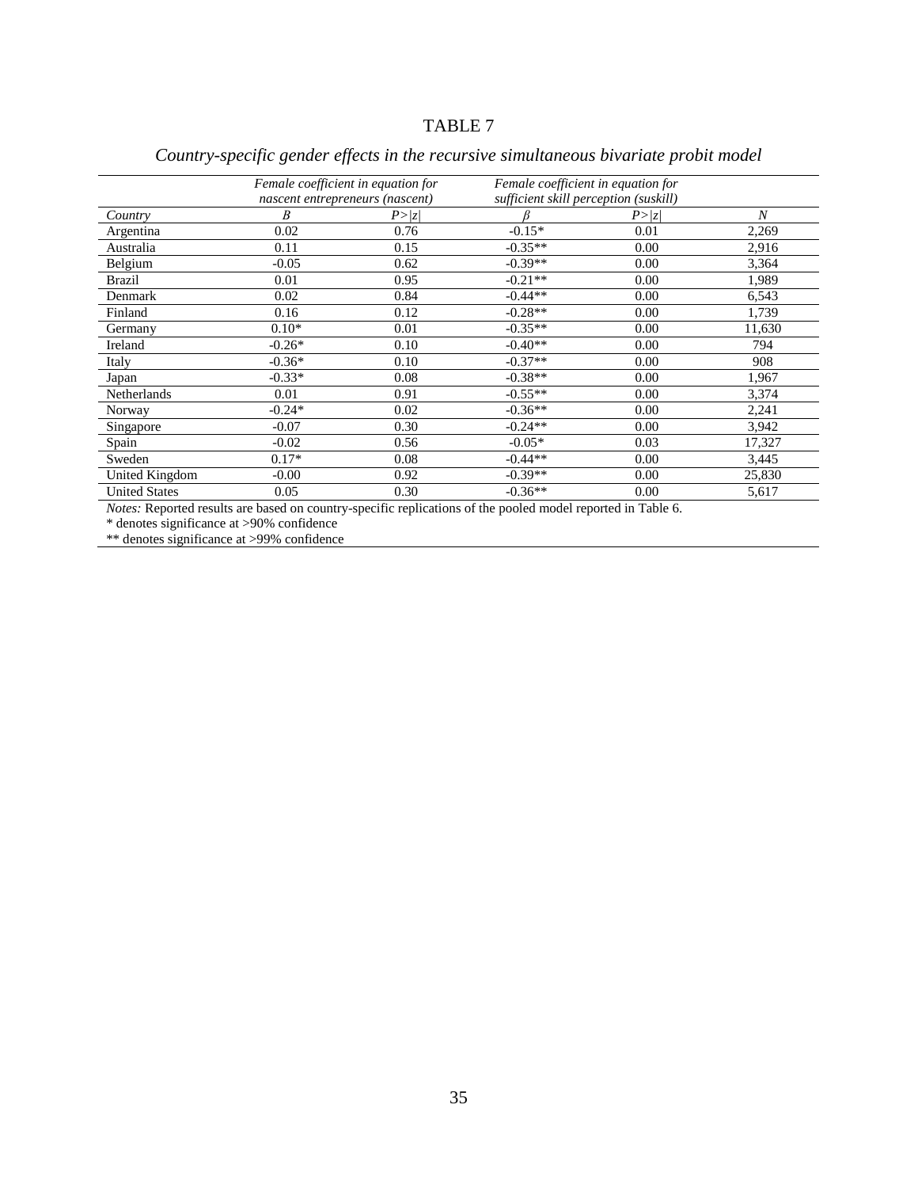# TABLE 7

*Country-specific gender effects in the recursive simultaneous bivariate probit model*

| | *Female coefficient in equation for nascent entrepreneurs (nascent)* | | *Female coefficient in equation for sufficient skill perception (suskill)* | | |
|---|---|---|---|---|---|
| *Country* | *B* | $P>\|z\|$ | $\beta$ | $P>\|z\|$ | *N* |
| Argentina | 0.02 | 0.76 | -0.15* | 0.01 | 2,269 |
| Australia | 0.11 | 0.15 | -0.35** | 0.00 | 2,916 |
| Belgium | -0.05 | 0.62 | -0.39** | 0.00 | 3,364 |
| Brazil | 0.01 | 0.95 | -0.21** | 0.00 | 1,989 |
| Denmark | 0.02 | 0.84 | -0.44** | 0.00 | 6,543 |
| Finland | 0.16 | 0.12 | -0.28** | 0.00 | 1,739 |
| Germany | 0.10* | 0.01 | -0.35** | 0.00 | 11,630 |
| Ireland | -0.26* | 0.10 | -0.40** | 0.00 | 794 |
| Italy | -0.36* | 0.10 | -0.37** | 0.00 | 908 |
| Japan | -0.33* | 0.08 | -0.38** | 0.00 | 1,967 |
| Netherlands | 0.01 | 0.91 | -0.55** | 0.00 | 3,374 |
| Norway | -0.24* | 0.02 | -0.36** | 0.00 | 2,241 |
| Singapore | -0.07 | 0.30 | -0.24** | 0.00 | 3,942 |
| Spain | -0.02 | 0.56 | -0.05* | 0.03 | 17,327 |
| Sweden | 0.17* | 0.08 | -0.44** | 0.00 | 3,445 |
| United Kingdom | -0.00 | 0.92 | -0.39** | 0.00 | 25,830 |
| United States | 0.05 | 0.30 | -0.36** | 0.00 | 5,617 |

*Notes:* Reported results are based on country-specific replications of the pooled model reported in Table 6.
* denotes significance at >90% confidence
** denotes significance at >99% confidence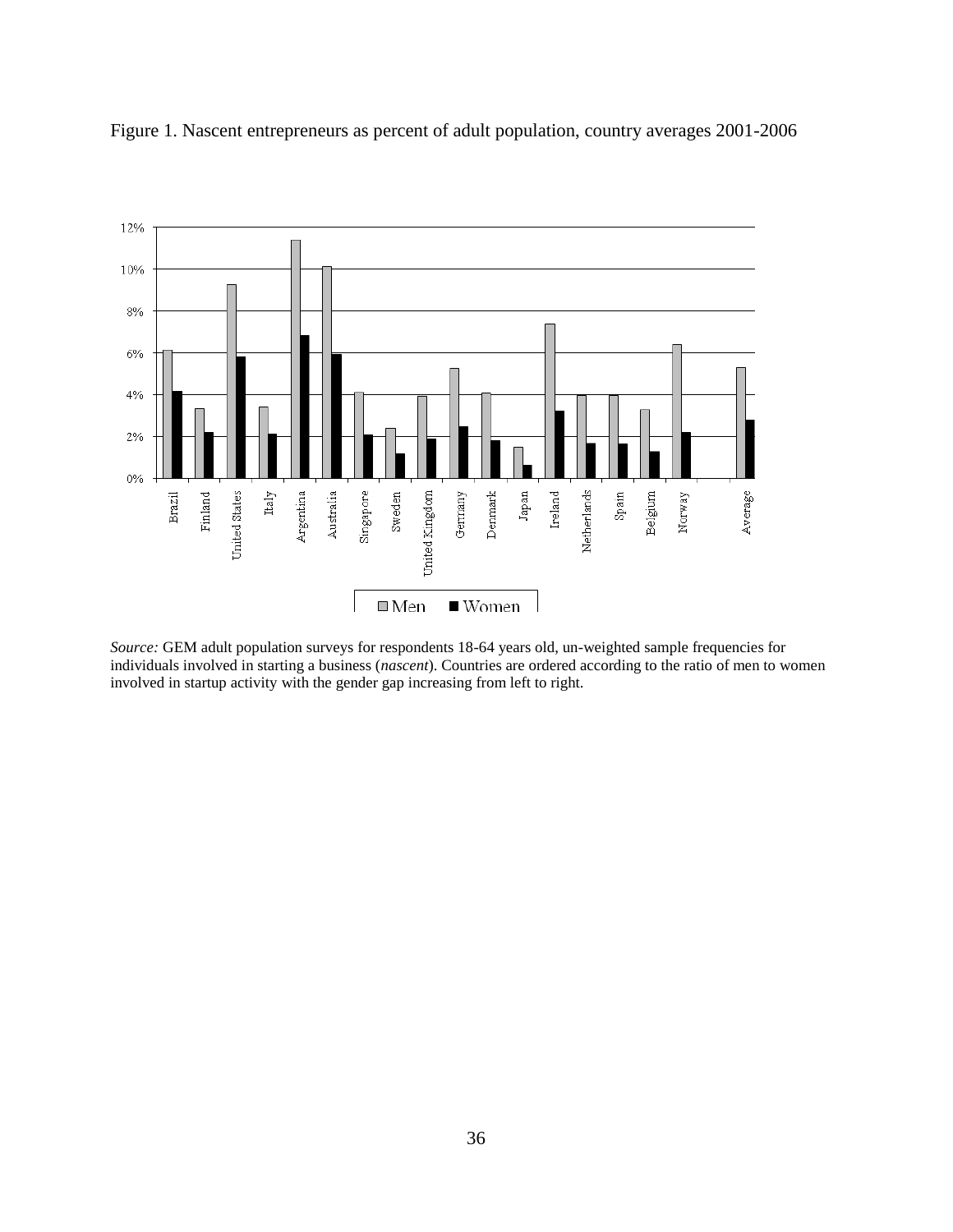Figure 1. Nascent entrepreneurs as percent of adult population, country averages 2001-2006

*Source:* GEM adult population surveys for respondents 18-64 years old, un-weighted sample frequencies for individuals involved in starting a business (*nascent*). Countries are ordered according to the ratio of men to women involved in startup activity with the gender gap increasing from left to right.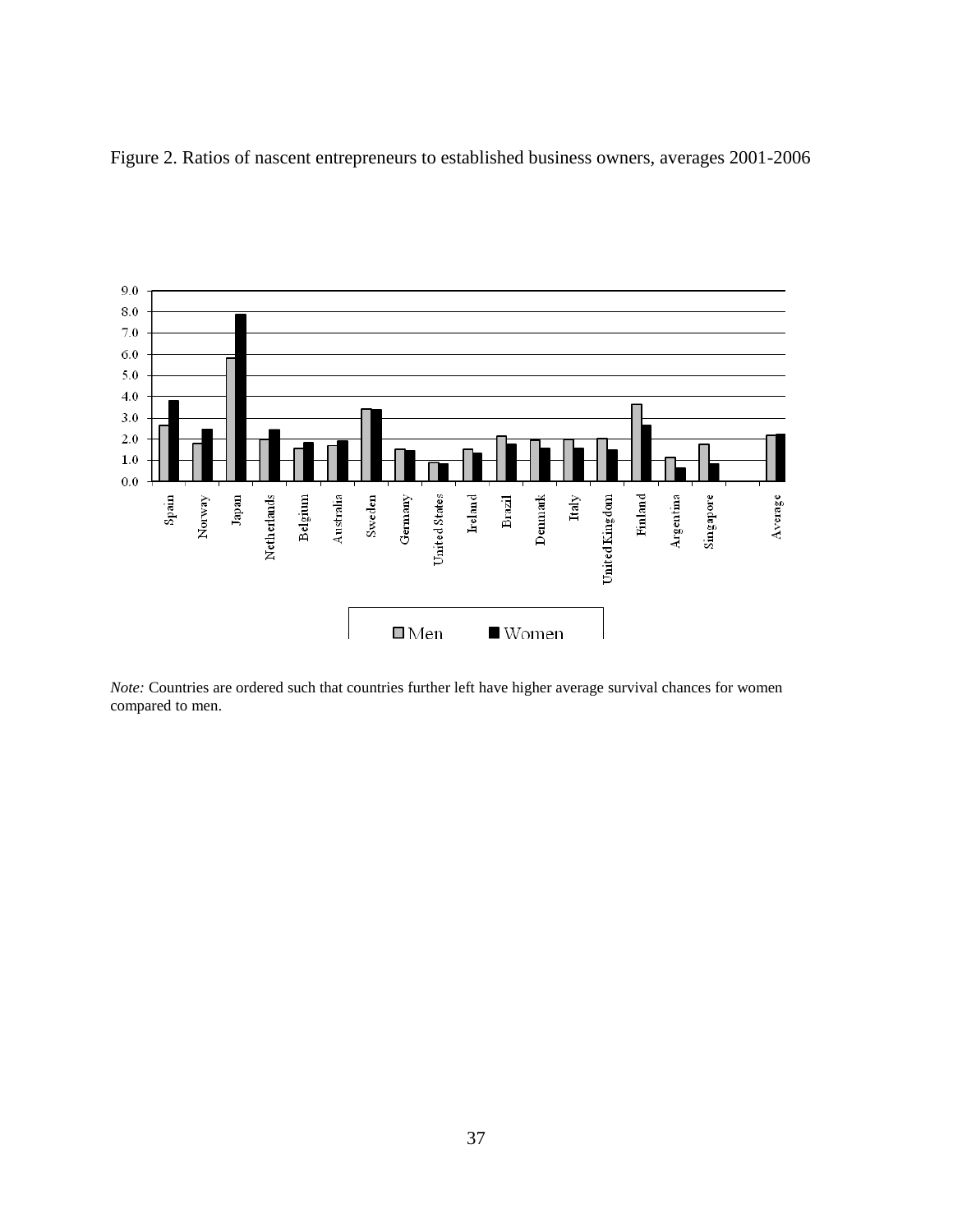Figure 2. Ratios of nascent entrepreneurs to established business owners, averages 2001-2006

*Note:* Countries are ordered such that countries further left have higher average survival chances for women compared to men.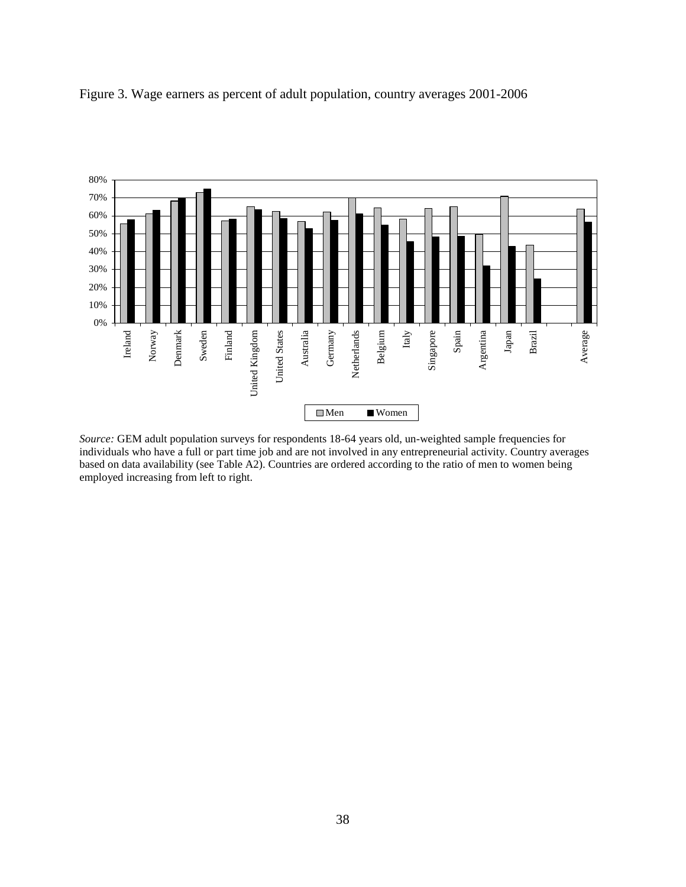Figure 3. Wage earners as percent of adult population, country averages 2001-2006

*Source:* GEM adult population surveys for respondents 18-64 years old, un-weighted sample frequencies for individuals who have a full or part time job and are not involved in any entrepreneurial activity. Country averages based on data availability (see Table A2). Countries are ordered according to the ratio of men to women being employed increasing from left to right.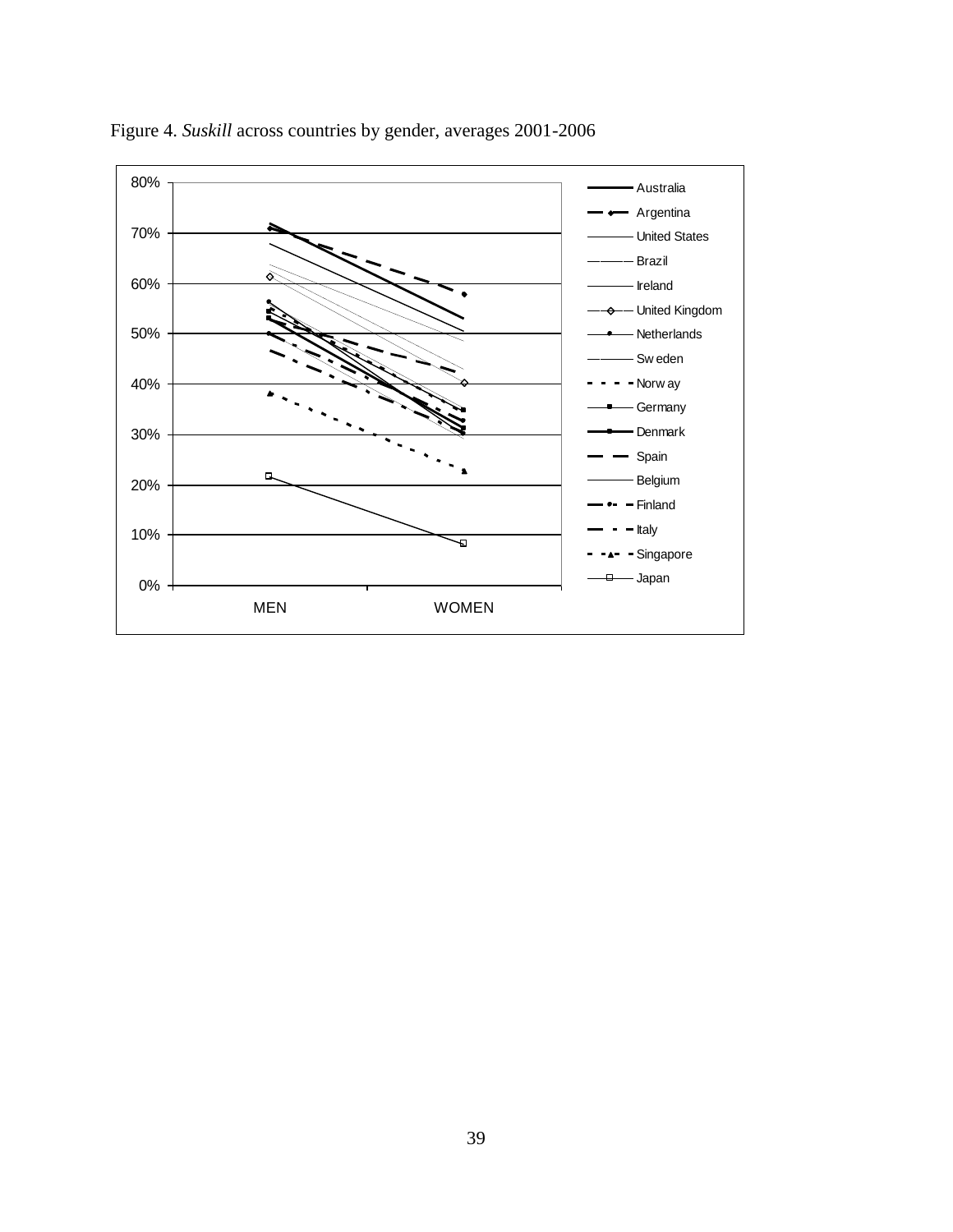Figure 4. *Suskill* across countries by gender, averages 2001-2006

80%
70%
60%
50%
40%
30%
20%
10%
0%

MEN
WOMEN

Australia
Argentina
United States
Brazil
Ireland
United Kingdom
Netherlands
Sw eden
Norw ay
Germany
Denmark
Spain
Belgium
Finland
Italy
Singapore
Japan